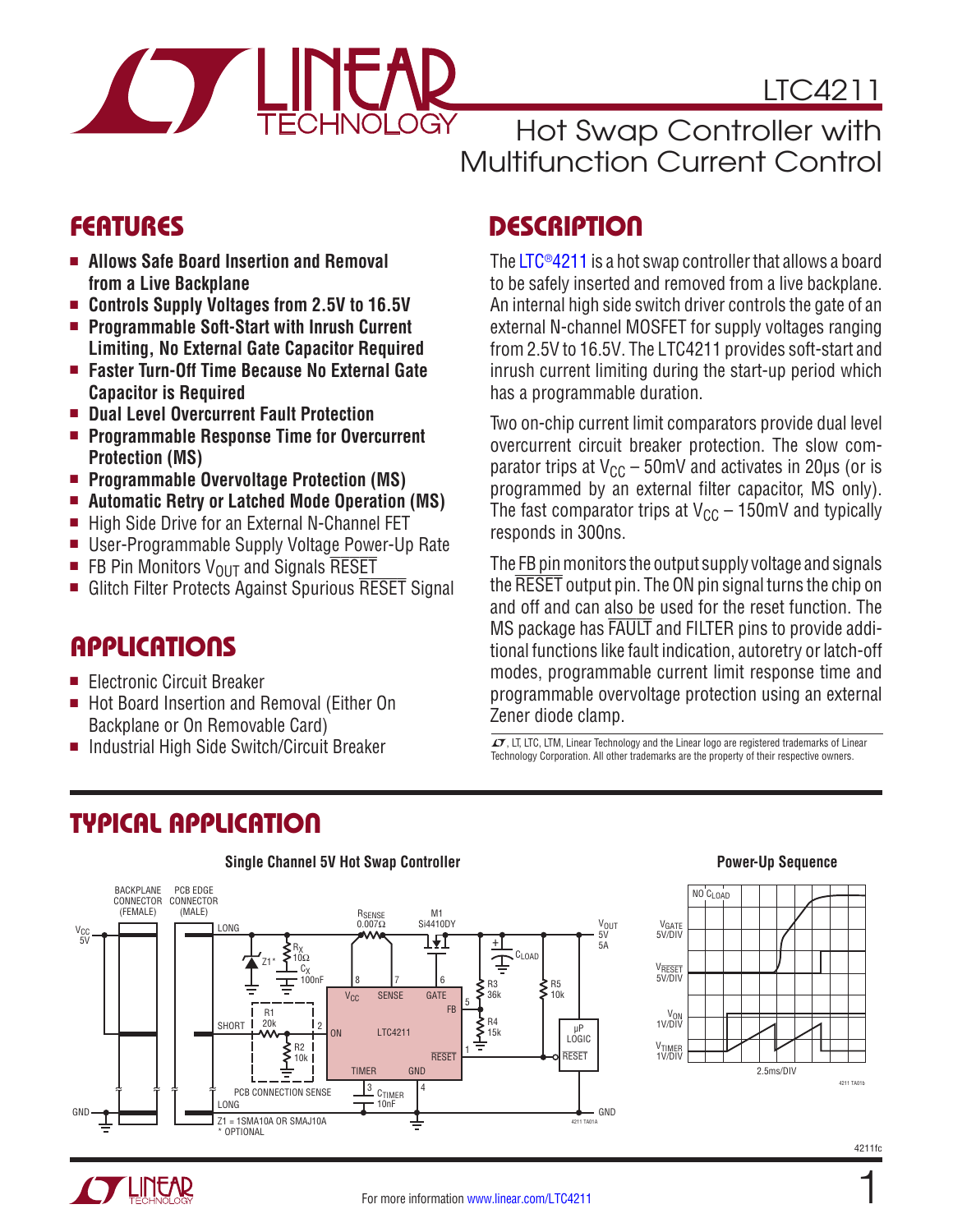# LTC4211

## Hot Swap Controller with Multifunction Current Control

## FEATURES

- **Allows Safe Board Insertion and Removal from a Live Backplane**
- **Controls Supply Voltages from 2.5V to 16.5V**
- **Programmable Soft-Start with Inrush Current Limiting, No External Gate Capacitor Required**
- **Faster Turn-Off Time Because No External Gate Capacitor is Required**
- **Dual Level Overcurrent Fault Protection**
- **Programmable Response Time for Overcurrent Protection (MS)**
- **Programmable Overvoltage Protection (MS)**
- **Automatic Retry or Latched Mode Operation (MS)**
- High Side Drive for an External N-Channel FET
- User-Programmable Supply Voltage Power-Up Rate
- FB Pin Monitors $V_{OUT}$ and Signals $\overline{RESET}$
- Glitch Filter Protects Against Spurious $\overline{RESET}$ Signal

## APPLICATIONS

- Electronic Circuit Breaker
- Hot Board Insertion and Removal (Either On Backplane or On Removable Card)
- Industrial High Side Switch/Circuit Breaker

## DESCRIPTION

The LTC®4211 is a hot swap controller that allows a board to be safely inserted and removed from a live backplane. An internal high side switch driver controls the gate of an external N-channel MOSFET for supply voltages ranging from 2.5V to 16.5V. The LTC4211 provides soft-start and inrush current limiting during the start-up period which has a programmable duration.

Two on-chip current limit comparators provide dual level overcurrent circuit breaker protection. The slow comparator trips at $V_{CC}$ – 50mV and activates in 20µs (or is programmed by an external filter capacitor, MS only). The fast comparator trips at $V_{CC}$ – 150mV and typically responds in 300ns.

The FB pin monitors the output supply voltage and signals the $\overline{RESET}$ output pin. The ON pin signal turns the chip on and off and can also be used for the reset function. The MS package has $\overline{FAULT}$ and FILTER pins to provide additional functions like fault indication, autoretry or latch-off modes, programmable current limit response time and programmable overvoltage protection using an external Zener diode clamp.

LT, LTC, LTM, Linear Technology and the Linear logo are registered trademarks of Linear Technology Corporation. All other trademarks are the property of their respective owners.

## TYPICAL APPLICATION

**Single Channel 5V Hot Swap Controller**

Z1 = 1SMA10A OR SMAJ10A
\* OPTIONAL

**Power-Up Sequence**

For more information www.linear.com/LTC4211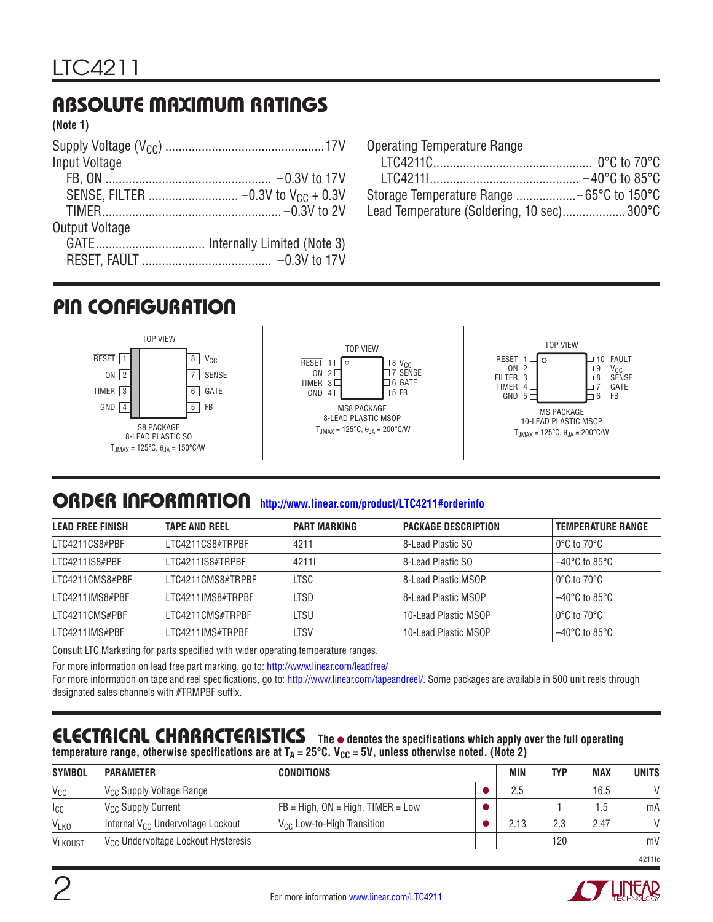## ABSOLUTE MAXIMUM RATINGS

**(Note 1)**

Supply Voltage ($V_{CC}$) ................................................17V
Input Voltage
  FB, ON ................................................ –0.3V to 17V
  SENSE, FILTER ........................... –0.3V to $V_{CC}$ + 0.3V
  TIMER...................................................... –0.3V to 2V
Output Voltage
  GATE................................ Internally Limited (Note 3)
  RESET, FAULT ...................................... –0.3V to 17V

Operating Temperature Range
  LTC4211C................................................ 0°C to 70°C
  LTC4211I............................................ –40°C to 85°C
Storage Temperature Range ..................–65°C to 150°C
Lead Temperature (Soldering, 10 sec)...................300°C

## PIN CONFIGURATION

**S8 PACKAGE, 8-LEAD PLASTIC SO (TOP VIEW)**

| Pin | Name | Pin | Name |
|---|---|---|---|
| 1 | RESET | 8 | $V_{CC}$ |
| 2 | ON | 7 | SENSE |
| 3 | TIMER | 6 | GATE |
| 4 | GND | 5 | FB |

$T_{JMAX}$ = 125°C, $\theta_{JA}$ = 150°C/W

**MS8 PACKAGE, 8-LEAD PLASTIC MSOP (TOP VIEW)**

| Pin | Name | Pin | Name |
|---|---|---|---|
| 1 | RESET | 8 | $V_{CC}$ |
| 2 | ON | 7 | SENSE |
| 3 | TIMER | 6 | GATE |
| 4 | GND | 5 | FB |

$T_{JMAX}$ = 125°C, $\theta_{JA}$ = 200°C/W

**MS PACKAGE, 10-LEAD PLASTIC MSOP (TOP VIEW)**

| Pin | Name | Pin | Name |
|---|---|---|---|
| 1 | RESET | 10 | FAULT |
| 2 | ON | 9 | $V_{CC}$ |
| 3 | FILTER | 8 | SENSE |
| 4 | TIMER | 7 | GATE |
| 5 | GND | 6 | FB |

$T_{JMAX}$ = 125°C, $\theta_{JA}$ = 200°C/W

## ORDER INFORMATION http://www.linear.com/product/LTC4211#orderinfo

| LEAD FREE FINISH | TAPE AND REEL | PART MARKING | PACKAGE DESCRIPTION | TEMPERATURE RANGE |
|---|---|---|---|---|
| LTC4211CS8#PBF | LTC4211CS8#TRPBF | 4211 | 8-Lead Plastic SO | 0°C to 70°C |
| LTC4211IS8#PBF | LTC4211IS8#TRPBF | 4211I | 8-Lead Plastic SO | –40°C to 85°C |
| LTC4211CMS8#PBF | LTC4211CMS8#TRPBF | LTSC | 8-Lead Plastic MSOP | 0°C to 70°C |
| LTC4211IMS8#PBF | LTC4211IMS8#TRPBF | LTSD | 8-Lead Plastic MSOP | –40°C to 85°C |
| LTC4211CMS#PBF | LTC4211CMS#TRPBF | LTSU | 10-Lead Plastic MSOP | 0°C to 70°C |
| LTC4211IMS#PBF | LTC4211IMS#TRPBF | LTSV | 10-Lead Plastic MSOP | –40°C to 85°C |

Consult LTC Marketing for parts specified with wider operating temperature ranges.

For more information on lead free part marking, go to: http://www.linear.com/leadfree/

For more information on tape and reel specifications, go to: http://www.linear.com/tapeandreel/. Some packages are available in 500 unit reels through designated sales channels with #TRMPBF suffix.

## ELECTRICAL CHARACTERISTICS

**The ● denotes the specifications which apply over the full operating temperature range, otherwise specifications are at $T_A$ = 25°C. $V_{CC}$ = 5V, unless otherwise noted. (Note 2)**

| SYMBOL | PARAMETER | CONDITIONS | | MIN | TYP | MAX | UNITS |
|---|---|---|---|---|---|---|---|
| $V_{CC}$ | $V_{CC}$ Supply Voltage Range | | ● | 2.5 | | 16.5 | V |
| $I_{CC}$ | $V_{CC}$ Supply Current | FB = High, ON = High, TIMER = Low | ● | | 1 | 1.5 | mA |
| $V_{LKO}$ | Internal $V_{CC}$ Undervoltage Lockout | $V_{CC}$ Low-to-High Transition | ● | 2.13 | 2.3 | 2.47 | V |
| $V_{LKOHST}$ | $V_{CC}$ Undervoltage Lockout Hysteresis | | | | 120 | | mV |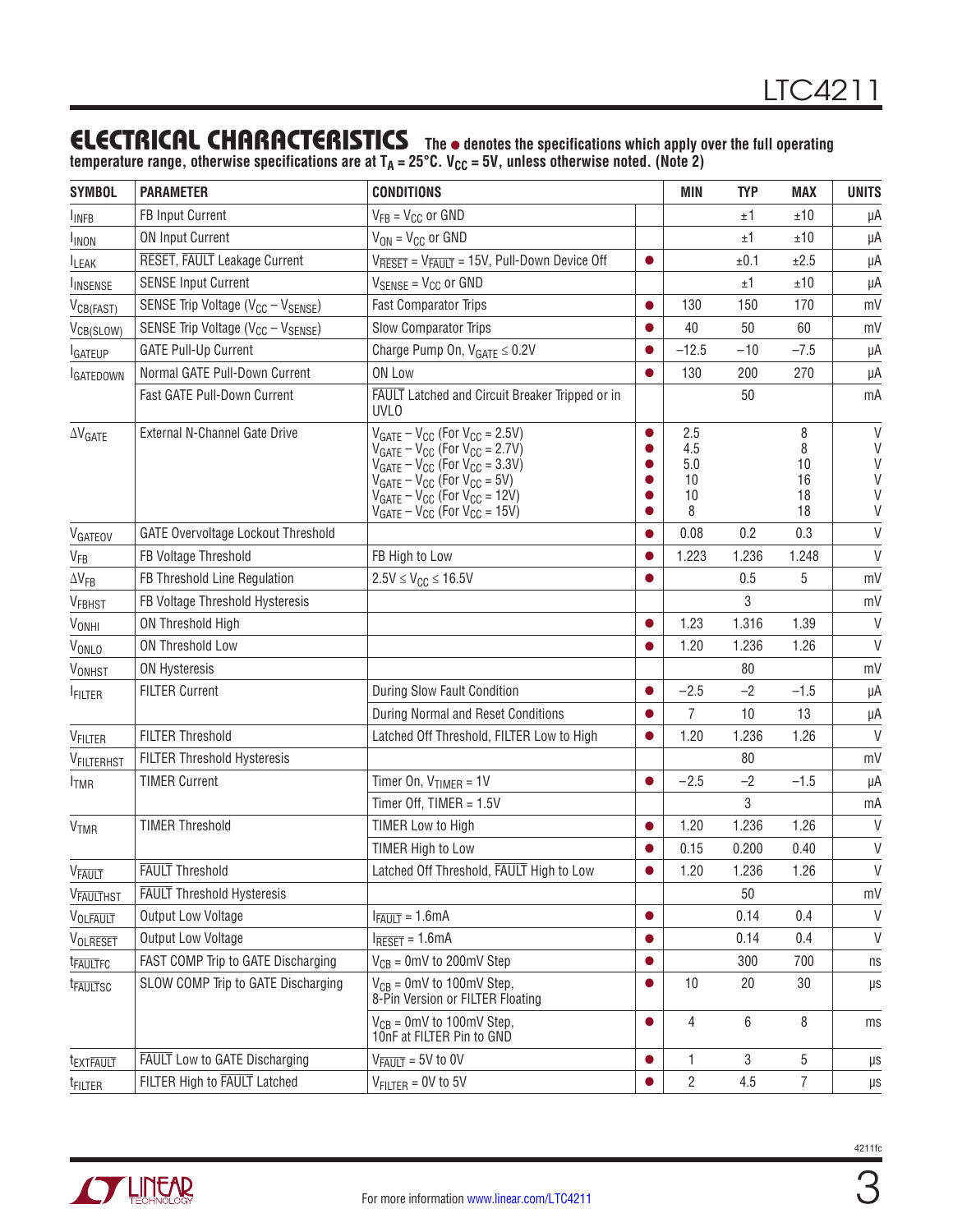## ELECTRICAL CHARACTERISTICS

**The ● denotes the specifications which apply over the full operating temperature range, otherwise specifications are at $T_A$ = 25°C. $V_{CC}$ = 5V, unless otherwise noted. (Note 2)**

| SYMBOL | PARAMETER | CONDITIONS | | MIN | TYP | MAX | UNITS |
|---|---|---|---|---|---|---|---|
| $I_{INFB}$ | FB Input Current | $V_{FB} = V_{CC}$ or GND | | | ±1 | ±10 | µA |
| $I_{INON}$ | ON Input Current | $V_{ON} = V_{CC}$ or GND | | | ±1 | ±10 | µA |
| $I_{LEAK}$ | $\overline{RESET}$, $\overline{FAULT}$ Leakage Current | $V_{\overline{RESET}} = V_{\overline{FAULT}}$ = 15V, Pull-Down Device Off | ● | | ±0.1 | ±2.5 | µA |
| $I_{INSENSE}$ | SENSE Input Current | $V_{SENSE} = V_{CC}$ or GND | | | ±1 | ±10 | µA |
| $V_{CB(FAST)}$ | SENSE Trip Voltage ($V_{CC} – V_{SENSE}$) | Fast Comparator Trips | ● | 130 | 150 | 170 | mV |
| $V_{CB(SLOW)}$ | SENSE Trip Voltage ($V_{CC} – V_{SENSE}$) | Slow Comparator Trips | ● | 40 | 50 | 60 | mV |
| $I_{GATEUP}$ | GATE Pull-Up Current | Charge Pump On, $V_{GATE}$ ≤ 0.2V | ● | –12.5 | –10 | –7.5 | µA |
| $I_{GATEDOWN}$ | Normal GATE Pull-Down Current | ON Low | ● | 130 | 200 | 270 | µA |
| | Fast GATE Pull-Down Current | $\overline{FAULT}$ Latched and Circuit Breaker Tripped or in UVLO | | | 50 | | mA |
| $\Delta V_{GATE}$ | External N-Channel Gate Drive | $V_{GATE} – V_{CC}$ (For $V_{CC}$ = 2.5V)<br>$V_{GATE} – V_{CC}$ (For $V_{CC}$ = 2.7V)<br>$V_{GATE} – V_{CC}$ (For $V_{CC}$ = 3.3V)<br>$V_{GATE} – V_{CC}$ (For $V_{CC}$ = 5V)<br>$V_{GATE} – V_{CC}$ (For $V_{CC}$ = 12V)<br>$V_{GATE} – V_{CC}$ (For $V_{CC}$ = 15V) | ●<br>●<br>●<br>●<br>●<br>● | 2.5<br>4.5<br>5.0<br>10<br>10<br>8 | | 8<br>8<br>10<br>16<br>18<br>18 | V<br>V<br>V<br>V<br>V<br>V |
| $V_{GATEOV}$ | GATE Overvoltage Lockout Threshold | | ● | 0.08 | 0.2 | 0.3 | V |
| $V_{FB}$ | FB Voltage Threshold | FB High to Low | ● | 1.223 | 1.236 | 1.248 | V |
| $\Delta V_{FB}$ | FB Threshold Line Regulation | 2.5V ≤ $V_{CC}$ ≤ 16.5V | ● | | 0.5 | 5 | mV |
| $V_{FBHST}$ | FB Voltage Threshold Hysteresis | | | | 3 | | mV |
| $V_{ONHI}$ | ON Threshold High | | ● | 1.23 | 1.316 | 1.39 | V |
| $V_{ONLO}$ | ON Threshold Low | | ● | 1.20 | 1.236 | 1.26 | V |
| $V_{ONHST}$ | ON Hysteresis | | | | 80 | | mV |
| $I_{FILTER}$ | FILTER Current | During Slow Fault Condition | ● | –2.5 | –2 | –1.5 | µA |
| | | During Normal and Reset Conditions | ● | 7 | 10 | 13 | µA |
| $V_{FILTER}$ | FILTER Threshold | Latched Off Threshold, FILTER Low to High | ● | 1.20 | 1.236 | 1.26 | V |
| $V_{FILTERHST}$ | FILTER Threshold Hysteresis | | | | 80 | | mV |
| $I_{TMR}$ | TIMER Current | Timer On, $V_{TIMER}$ = 1V | ● | –2.5 | –2 | –1.5 | µA |
| | | Timer Off, TIMER = 1.5V | | | 3 | | mA |
| $V_{TMR}$ | TIMER Threshold | TIMER Low to High | ● | 1.20 | 1.236 | 1.26 | V |
| | | TIMER High to Low | ● | 0.15 | 0.200 | 0.40 | V |
| $V_{\overline{FAULT}}$ | $\overline{FAULT}$ Threshold | Latched Off Threshold, $\overline{FAULT}$ High to Low | ● | 1.20 | 1.236 | 1.26 | V |
| $V_{\overline{FAULT}HST}$ | $\overline{FAULT}$ Threshold Hysteresis | | | | 50 | | mV |
| $V_{OL\overline{FAULT}}$ | Output Low Voltage | $I_{\overline{FAULT}}$ = 1.6mA | ● | | 0.14 | 0.4 | V |
| $V_{OL\overline{RESET}}$ | Output Low Voltage | $I_{\overline{RESET}}$ = 1.6mA | ● | | 0.14 | 0.4 | V |
| $t_{\overline{FAULT}FC}$ | FAST COMP Trip to GATE Discharging | $V_{CB}$ = 0mV to 200mV Step | ● | | 300 | 700 | ns |
| $t_{\overline{FAULT}SC}$ | SLOW COMP Trip to GATE Discharging | $V_{CB}$ = 0mV to 100mV Step, 8-Pin Version or FILTER Floating | ● | 10 | 20 | 30 | µs |
| | | $V_{CB}$ = 0mV to 100mV Step, 10nF at FILTER Pin to GND | ● | 4 | 6 | 8 | ms |
| $t_{EXT\overline{FAULT}}$ | $\overline{FAULT}$ Low to GATE Discharging | $V_{\overline{FAULT}}$ = 5V to 0V | ● | 1 | 3 | 5 | µs |
| $t_{FILTER}$ | FILTER High to $\overline{FAULT}$ Latched | $V_{FILTER}$ = 0V to 5V | ● | 2 | 4.5 | 7 | µs |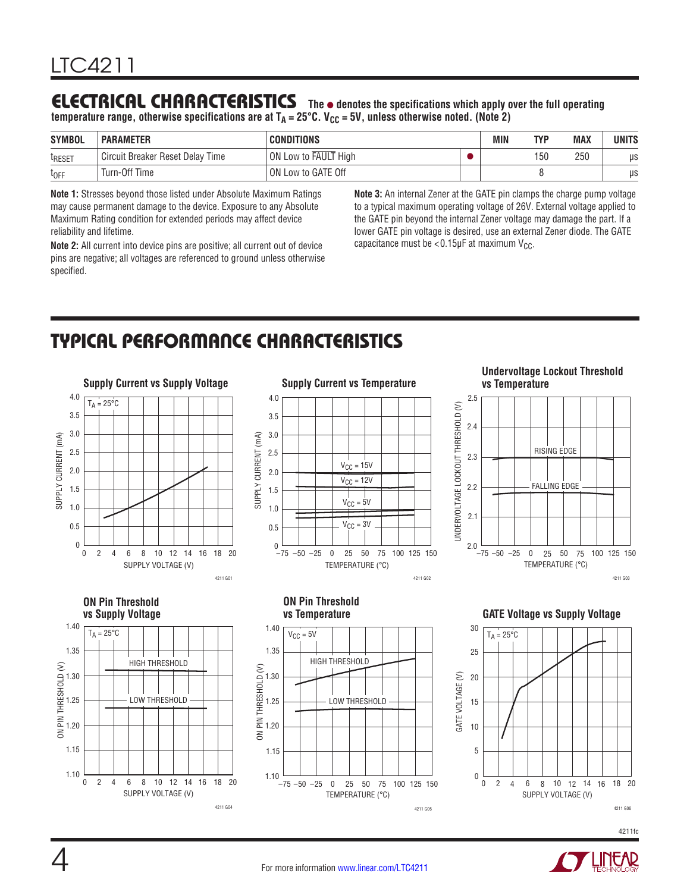## ELECTRICAL CHARACTERISTICS

**The ● denotes the specifications which apply over the full operating temperature range, otherwise specifications are at $T_A = 25°C$. $V_{CC} = 5V$, unless otherwise noted. (Note 2)**

| SYMBOL | PARAMETER | CONDITIONS | | MIN | TYP | MAX | UNITS |
|---|---|---|---|---|---|---|---|
| $t_{RESET}$ | Circuit Breaker Reset Delay Time | ON Low to $\overline{FAULT}$ High | ● | | 150 | 250 | µs |
| $t_{OFF}$ | Turn-Off Time | ON Low to GATE Off | | | 8 | | µs |

**Note 1:** Stresses beyond those listed under Absolute Maximum Ratings may cause permanent damage to the device. Exposure to any Absolute Maximum Rating condition for extended periods may affect device reliability and lifetime.

**Note 2:** All current into device pins are positive; all current out of device pins are negative; all voltages are referenced to ground unless otherwise specified.

**Note 3:** An internal Zener at the GATE pin clamps the charge pump voltage to a typical maximum operating voltage of 26V. External voltage applied to the GATE pin beyond the internal Zener voltage may damage the part. If a lower GATE pin voltage is desired, use an external Zener diode. The GATE capacitance must be <0.15µF at maximum $V_{CC}$.

## TYPICAL PERFORMANCE CHARACTERISTICS

**Supply Current vs Supply Voltage**

4211 G01

**Supply Current vs Temperature**

4211 G02

**Undervoltage Lockout Threshold vs Temperature**

4211 G03

**ON Pin Threshold vs Supply Voltage**

4211 G04

**ON Pin Threshold vs Temperature**

4211 G05

**GATE Voltage vs Supply Voltage**

4211 G06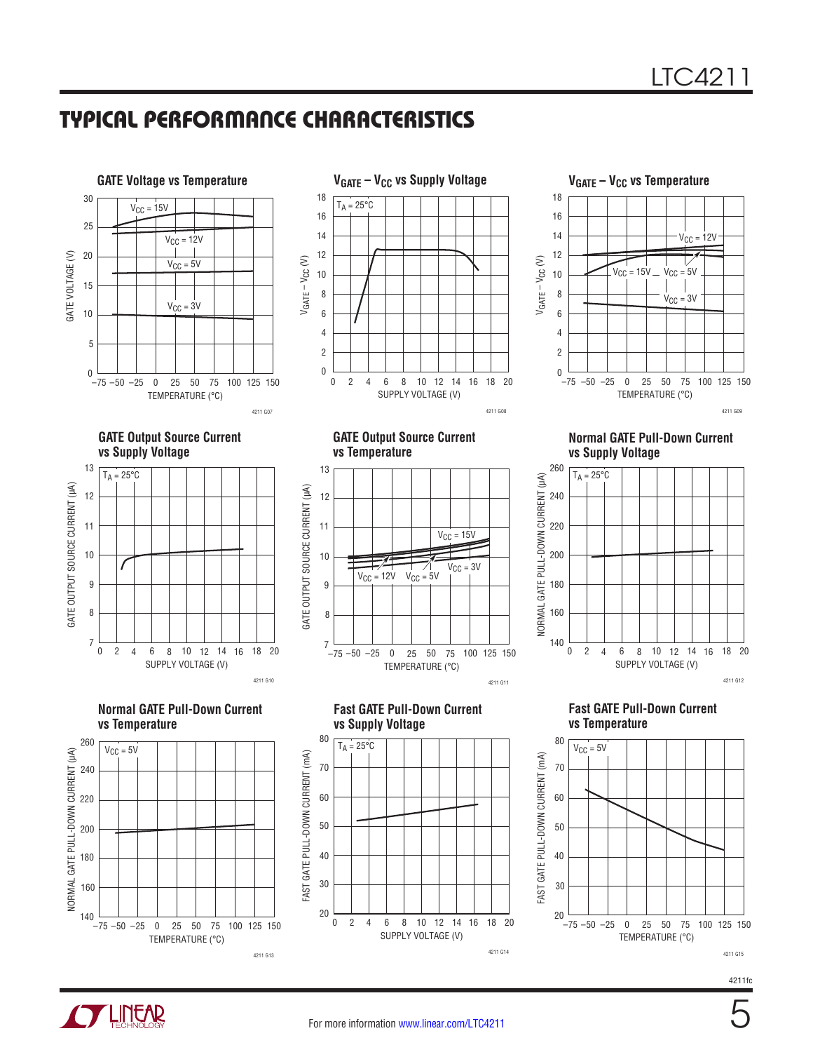## TYPICAL PERFORMANCE CHARACTERISTICS

**GATE Voltage vs Temperature**

GATE VOLTAGE (V) vs TEMPERATURE (°C); curves: $V_{CC}$ = 15V, $V_{CC}$ = 12V, $V_{CC}$ = 5V, $V_{CC}$ = 3V

4211 G07

**$V_{GATE} – V_{CC}$ vs Supply Voltage**

$T_A$ = 25°C; $V_{GATE} – V_{CC}$ (V) vs SUPPLY VOLTAGE (V)

4211 G08

**$V_{GATE} – V_{CC}$ vs Temperature**

$V_{GATE} – V_{CC}$ (V) vs TEMPERATURE (°C); curves: $V_{CC}$ = 12V, $V_{CC}$ = 15V, $V_{CC}$ = 5V, $V_{CC}$ = 3V

4211 G09

**GATE Output Source Current vs Supply Voltage**

$T_A$ = 25°C; GATE OUTPUT SOURCE CURRENT (µA) vs SUPPLY VOLTAGE (V)

4211 G10

**GATE Output Source Current vs Temperature**

GATE OUTPUT SOURCE CURRENT (µA) vs TEMPERATURE (°C); curves: $V_{CC}$ = 15V, $V_{CC}$ = 12V, $V_{CC}$ = 5V, $V_{CC}$ = 3V

4211 G11

**Normal GATE Pull-Down Current vs Supply Voltage**

$T_A$ = 25°C; NORMAL GATE PULL-DOWN CURRENT (µA) vs SUPPLY VOLTAGE (V)

4211 G12

**Normal GATE Pull-Down Current vs Temperature**

$V_{CC}$ = 5V; NORMAL GATE PULL-DOWN CURRENT (µA) vs TEMPERATURE (°C)

4211 G13

**Fast GATE Pull-Down Current vs Supply Voltage**

$T_A$ = 25°C; FAST GATE PULL-DOWN CURRENT (mA) vs SUPPLY VOLTAGE (V)

4211 G14

**Fast GATE Pull-Down Current vs Temperature**

$V_{CC}$ = 5V; FAST GATE PULL-DOWN CURRENT (mA) vs TEMPERATURE (°C)

4211 G15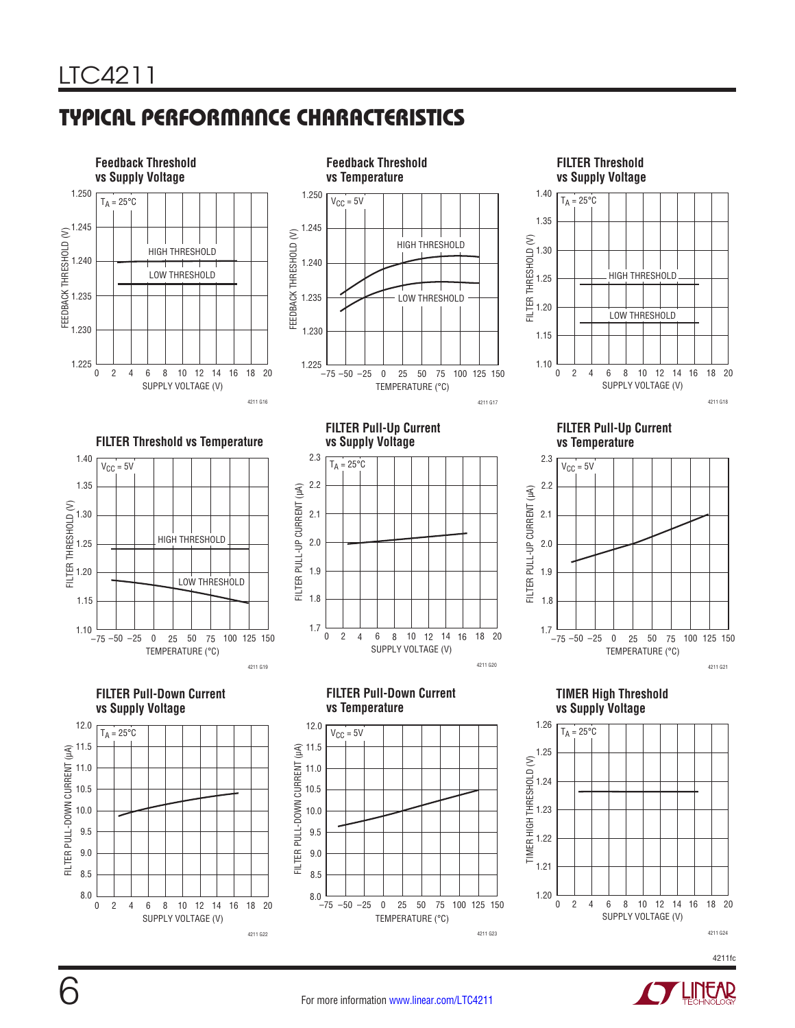## TYPICAL PERFORMANCE CHARACTERISTICS

**Feedback Threshold vs Supply Voltage**

$T_A = 25°C$

HIGH THRESHOLD

LOW THRESHOLD

FEEDBACK THRESHOLD (V): 1.225, 1.230, 1.235, 1.240, 1.245, 1.250

SUPPLY VOLTAGE (V): 0, 2, 4, 6, 8, 10, 12, 14, 16, 18, 20

4211 G16

**Feedback Threshold vs Temperature**

$V_{CC} = 5V$

HIGH THRESHOLD

LOW THRESHOLD

FEEDBACK THRESHOLD (V): 1.225, 1.230, 1.235, 1.240, 1.245, 1.250

TEMPERATURE (°C): –75, –50, –25, 0, 25, 50, 75, 100, 125, 150

4211 G17

**FILTER Threshold vs Supply Voltage**

$T_A = 25°C$

HIGH THRESHOLD

LOW THRESHOLD

FILTER THRESHOLD (V): 1.10, 1.15, 1.20, 1.25, 1.30, 1.35, 1.40

SUPPLY VOLTAGE (V): 0, 2, 4, 6, 8, 10, 12, 14, 16, 18, 20

4211 G18

**FILTER Threshold vs Temperature**

$V_{CC} = 5V$

HIGH THRESHOLD

LOW THRESHOLD

FILTER THRESHOLD (V): 1.10, 1.15, 1.20, 1.25, 1.30, 1.35, 1.40

TEMPERATURE (°C): –75, –50, –25, 0, 25, 50, 75, 100, 125, 150

4211 G19

**FILTER Pull-Up Current vs Supply Voltage**

$T_A = 25°C$

FILTER PULL-UP CURRENT (µA): 1.7, 1.8, 1.9, 2.0, 2.1, 2.2, 2.3

SUPPLY VOLTAGE (V): 0, 2, 4, 6, 8, 10, 12, 14, 16, 18, 20

4211 G20

**FILTER Pull-Up Current vs Temperature**

$V_{CC} = 5V$

FILTER PULL-UP CURRENT (µA): 1.7, 1.8, 1.9, 2.0, 2.1, 2.2, 2.3

TEMPERATURE (°C): –75, –50, –25, 0, 25, 50, 75, 100, 125, 150

4211 G21

**FILTER Pull-Down Current vs Supply Voltage**

$T_A = 25°C$

FILTER PULL-DOWN CURRENT (µA): 8.0, 8.5, 9.0, 9.5, 10.0, 10.5, 11.0, 11.5, 12.0

SUPPLY VOLTAGE (V): 0, 2, 4, 6, 8, 10, 12, 14, 16, 18, 20

4211 G22

**FILTER Pull-Down Current vs Temperature**

$V_{CC} = 5V$

FILTER PULL-DOWN CURRENT (µA): 8.0, 8.5, 9.0, 9.5, 10.0, 10.5, 11.0, 11.5, 12.0

TEMPERATURE (°C): –75, –50, –25, 0, 25, 50, 75, 100, 125, 150

4211 G23

**TIMER High Threshold vs Supply Voltage**

$T_A = 25°C$

TIMER HIGH THRESHOLD (V): 1.20, 1.21, 1.22, 1.23, 1.24, 1.25, 1.26

SUPPLY VOLTAGE (V): 0, 2, 4, 6, 8, 10, 12, 14, 16, 18, 20

4211 G24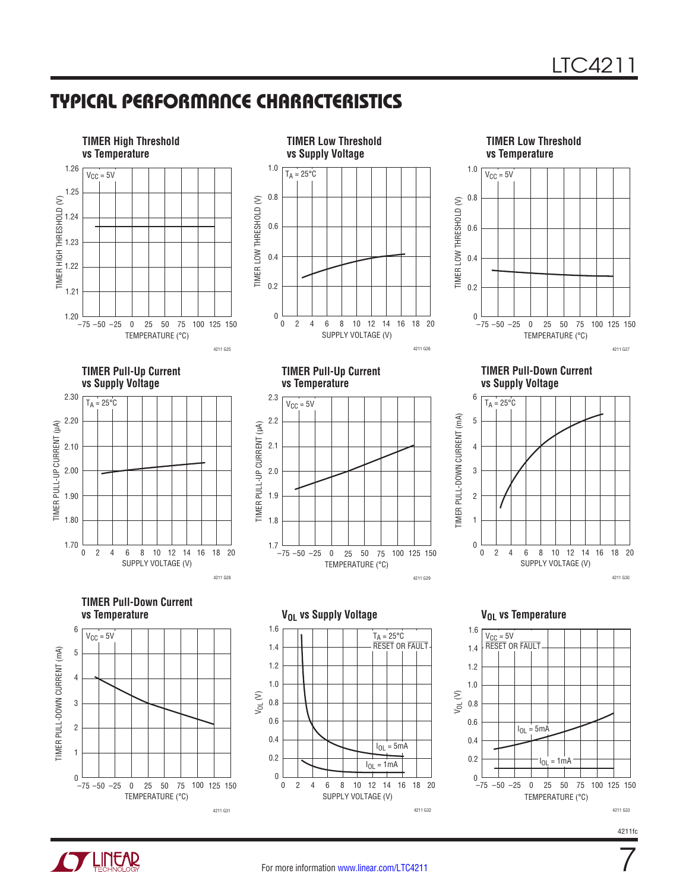## TYPICAL PERFORMANCE CHARACTERISTICS

**TIMER High Threshold vs Temperature**

$V_{CC}$ = 5V

TIMER HIGH THRESHOLD (V) vs TEMPERATURE (°C)

4211 G25

**TIMER Low Threshold vs Supply Voltage**

$T_A$ = 25°C

TIMER LOW THRESHOLD (V) vs SUPPLY VOLTAGE (V)

4211 G26

**TIMER Low Threshold vs Temperature**

$V_{CC}$ = 5V

TIMER LOW THRESHOLD (V) vs TEMPERATURE (°C)

4211 G27

**TIMER Pull-Up Current vs Supply Voltage**

$T_A$ = 25°C

TIMER PULL-UP CURRENT (μA) vs SUPPLY VOLTAGE (V)

4211 G28

**TIMER Pull-Up Current vs Temperature**

$V_{CC}$ = 5V

TIMER PULL-UP CURRENT (μA) vs TEMPERATURE (°C)

4211 G29

**TIMER Pull-Down Current vs Supply Voltage**

$T_A$ = 25°C

TIMER PULL-DOWN CURRENT (mA) vs SUPPLY VOLTAGE (V)

4211 G30

**TIMER Pull-Down Current vs Temperature**

$V_{CC}$ = 5V

TIMER PULL-DOWN CURRENT (mA) vs TEMPERATURE (°C)

4211 G31

**$V_{OL}$ vs Supply Voltage**

$T_A$ = 25°C, $\overline{RESET}$ OR $\overline{FAULT}$

$I_{OL}$ = 5mA, $I_{OL}$ = 1mA

$V_{OL}$ (V) vs SUPPLY VOLTAGE (V)

4211 G32

**$V_{OL}$ vs Temperature**

$V_{CC}$ = 5V, $\overline{RESET}$ OR $\overline{FAULT}$

$I_{OL}$ = 5mA, $I_{OL}$ = 1mA

$V_{OL}$ (V) vs TEMPERATURE (°C)

4211 G33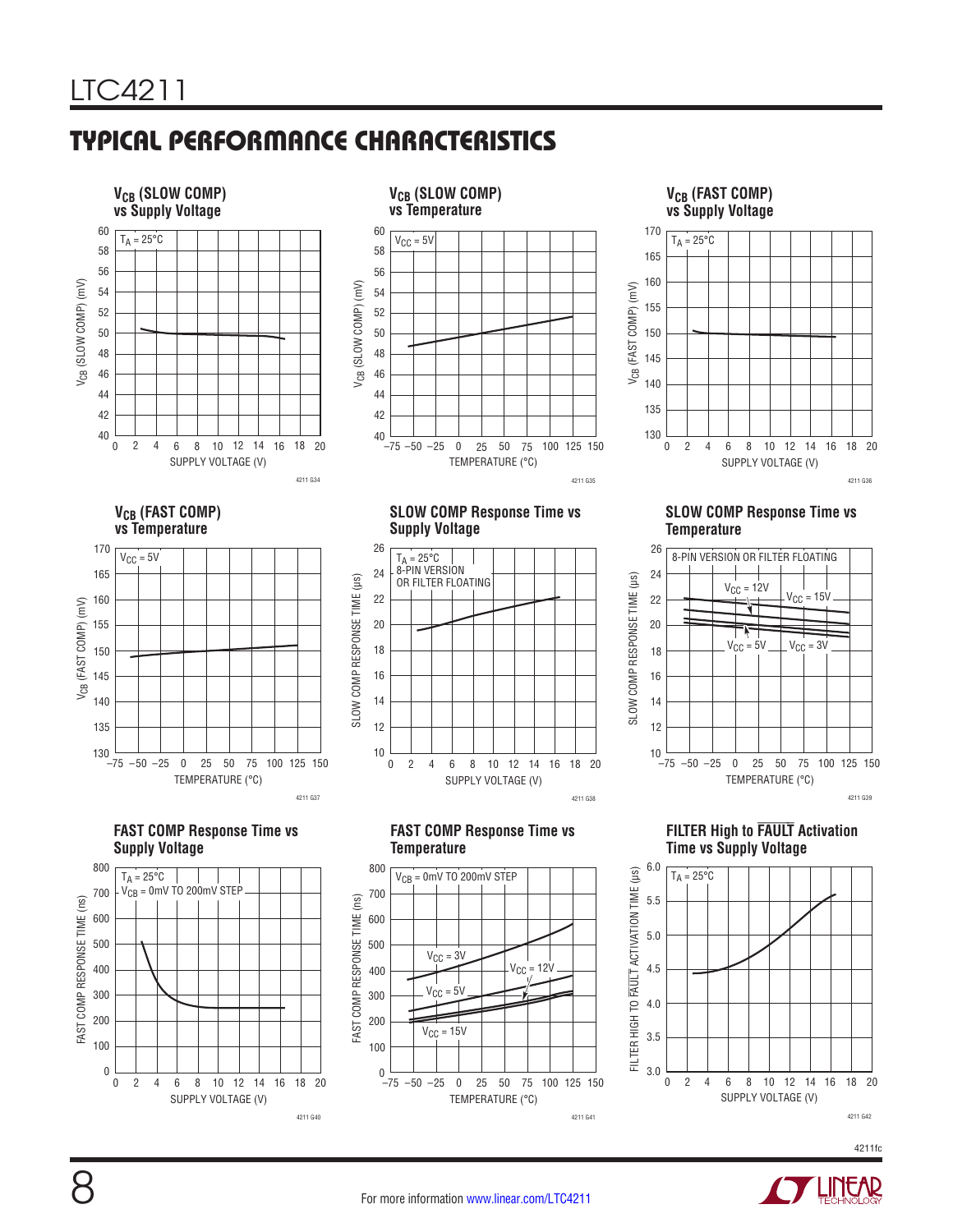## TYPICAL PERFORMANCE CHARACTERISTICS

**$V_{CB}$ (SLOW COMP) vs Supply Voltage**

$T_A = 25°C$

$V_{CB}$ (SLOW COMP) (mV) vs SUPPLY VOLTAGE (V)

4211 G34

**$V_{CB}$ (SLOW COMP) vs Temperature**

$V_{CC} = 5V$

$V_{CB}$ (SLOW COMP) (mV) vs TEMPERATURE (°C)

4211 G35

**$V_{CB}$ (FAST COMP) vs Supply Voltage**

$T_A = 25°C$

$V_{CB}$ (FAST COMP) (mV) vs SUPPLY VOLTAGE (V)

4211 G36

**$V_{CB}$ (FAST COMP) vs Temperature**

$V_{CC} = 5V$

$V_{CB}$ (FAST COMP) (mV) vs TEMPERATURE (°C)

4211 G37

**SLOW COMP Response Time vs Supply Voltage**

$T_A = 25°C$, 8-PIN VERSION OR FILTER FLOATING

SLOW COMP RESPONSE TIME (µs) vs SUPPLY VOLTAGE (V)

4211 G38

**SLOW COMP Response Time vs Temperature**

8-PIN VERSION OR FILTER FLOATING; $V_{CC} = 12V$, $V_{CC} = 15V$, $V_{CC} = 5V$, $V_{CC} = 3V$

SLOW COMP RESPONSE TIME (µs) vs TEMPERATURE (°C)

4211 G39

**FAST COMP Response Time vs Supply Voltage**

$T_A = 25°C$, $V_{CB}$ = 0mV TO 200mV STEP

FAST COMP RESPONSE TIME (ns) vs SUPPLY VOLTAGE (V)

4211 G40

**FAST COMP Response Time vs Temperature**

$V_{CB}$ = 0mV TO 200mV STEP; $V_{CC} = 3V$, $V_{CC} = 12V$, $V_{CC} = 5V$, $V_{CC} = 15V$

FAST COMP RESPONSE TIME (ns) vs TEMPERATURE (°C)

4211 G41

**FILTER High to $\overline{FAULT}$ Activation Time vs Supply Voltage**

$T_A = 25°C$

FILTER HIGH TO $\overline{FAULT}$ ACTIVATION TIME (µs) vs SUPPLY VOLTAGE (V)

4211 G42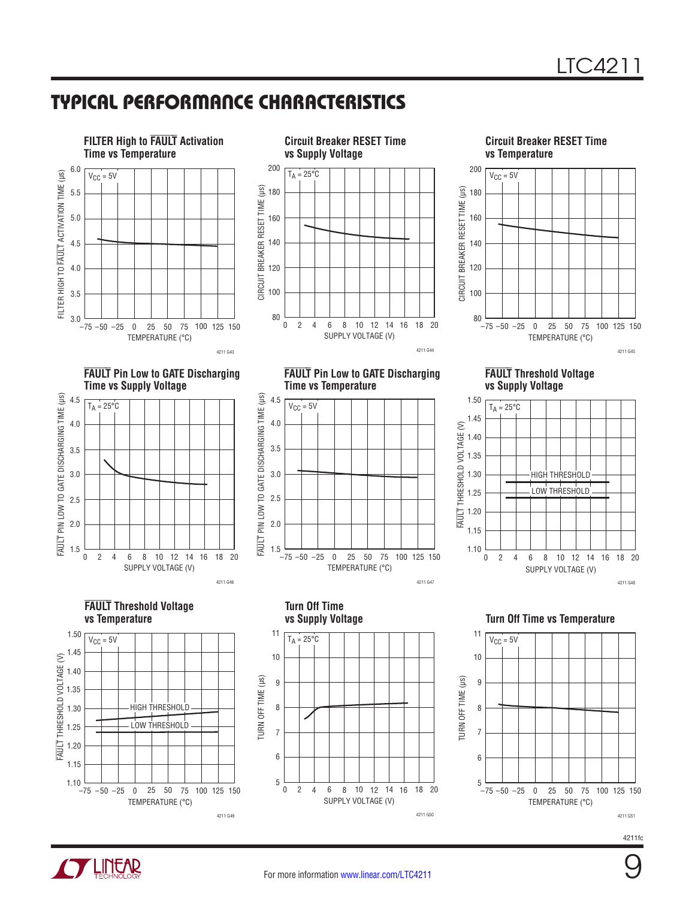## TYPICAL PERFORMANCE CHARACTERISTICS

**FILTER High to $\overline{FAULT}$ Activation Time vs Temperature**

$V_{CC} = 5V$

FILTER HIGH TO $\overline{FAULT}$ ACTIVATION TIME (µs) vs TEMPERATURE (°C)

4211 G43

**Circuit Breaker RESET Time vs Supply Voltage**

$T_A = 25°C$

CIRCUIT BREAKER RESET TIME (µs) vs SUPPLY VOLTAGE (V)

4211 G44

**Circuit Breaker RESET Time vs Temperature**

$V_{CC} = 5V$

CIRCUIT BREAKER RESET TIME (µs) vs TEMPERATURE (°C)

4211 G45

**$\overline{FAULT}$ Pin Low to GATE Discharging Time vs Supply Voltage**

$T_A = 25°C$

$\overline{FAULT}$ PIN LOW TO GATE DISCHARGING TIME (µs) vs SUPPLY VOLTAGE (V)

4211 G46

**$\overline{FAULT}$ Pin Low to GATE Discharging Time vs Temperature**

$V_{CC} = 5V$

$\overline{FAULT}$ PIN LOW TO GATE DISCHARGING TIME (µs) vs TEMPERATURE (°C)

4211 G47

**$\overline{FAULT}$ Threshold Voltage vs Supply Voltage**

$T_A = 25°C$

HIGH THRESHOLD, LOW THRESHOLD

$\overline{FAULT}$ THRESHOLD VOLTAGE (V) vs SUPPLY VOLTAGE (V)

4211 G48

**$\overline{FAULT}$ Threshold Voltage vs Temperature**

$V_{CC} = 5V$

HIGH THRESHOLD, LOW THRESHOLD

$\overline{FAULT}$ THRESHOLD VOLTAGE (V) vs TEMPERATURE (°C)

4211 G49

**Turn Off Time vs Supply Voltage**

$T_A = 25°C$

TURN OFF TIME (µs) vs SUPPLY VOLTAGE (V)

4211 G50

**Turn Off Time vs Temperature**

$V_{CC} = 5V$

TURN OFF TIME (µs) vs TEMPERATURE (°C)

4211 G51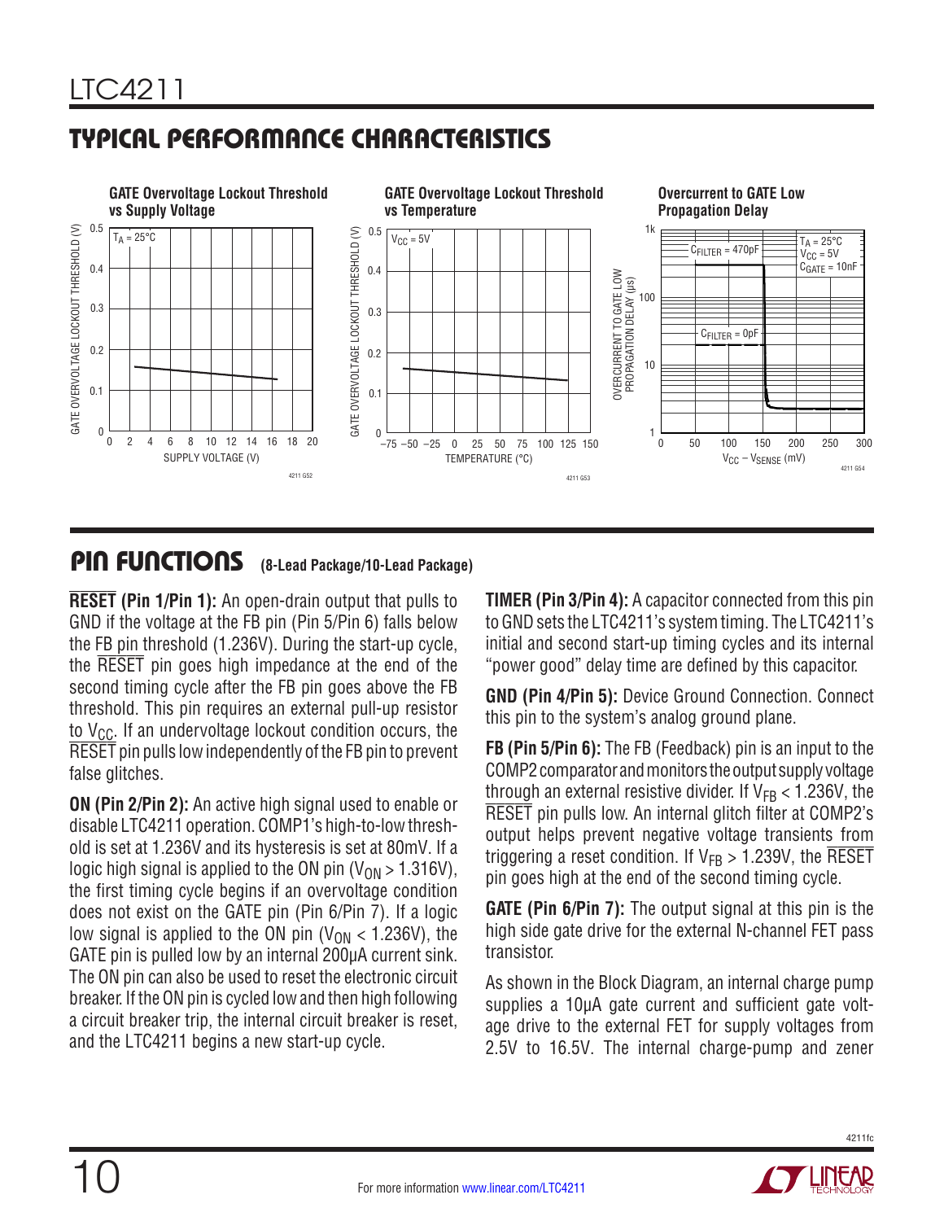## TYPICAL PERFORMANCE CHARACTERISTICS

**GATE Overvoltage Lockout Threshold vs Supply Voltage**

**GATE Overvoltage Lockout Threshold vs Temperature**

**Overcurrent to GATE Low Propagation Delay**

## PIN FUNCTIONS (8-Lead Package/10-Lead Package)

**$\overline{\text{RESET}}$ (Pin 1/Pin 1):** An open-drain output that pulls to GND if the voltage at the FB pin (Pin 5/Pin 6) falls below the FB pin threshold (1.236V). During the start-up cycle, the $\overline{\text{RESET}}$ pin goes high impedance at the end of the second timing cycle after the FB pin goes above the FB threshold. This pin requires an external pull-up resistor to $V_{CC}$. If an undervoltage lockout condition occurs, the $\overline{\text{RESET}}$ pin pulls low independently of the FB pin to prevent false glitches.

**ON (Pin 2/Pin 2):** An active high signal used to enable or disable LTC4211 operation. COMP1's high-to-low threshold is set at 1.236V and its hysteresis is set at 80mV. If a logic high signal is applied to the ON pin ($V_{ON}$ > 1.316V), the first timing cycle begins if an overvoltage condition does not exist on the GATE pin (Pin 6/Pin 7). If a logic low signal is applied to the ON pin ($V_{ON}$ < 1.236V), the GATE pin is pulled low by an internal 200µA current sink. The ON pin can also be used to reset the electronic circuit breaker. If the ON pin is cycled low and then high following a circuit breaker trip, the internal circuit breaker is reset, and the LTC4211 begins a new start-up cycle.

**TIMER (Pin 3/Pin 4):** A capacitor connected from this pin to GND sets the LTC4211's system timing. The LTC4211's initial and second start-up timing cycles and its internal "power good" delay time are defined by this capacitor.

**GND (Pin 4/Pin 5):** Device Ground Connection. Connect this pin to the system's analog ground plane.

**FB (Pin 5/Pin 6):** The FB (Feedback) pin is an input to the COMP2 comparator and monitors the output supply voltage through an external resistive divider. If $V_{FB}$ < 1.236V, the $\overline{\text{RESET}}$ pin pulls low. An internal glitch filter at COMP2's output helps prevent negative voltage transients from triggering a reset condition. If $V_{FB}$ > 1.239V, the $\overline{\text{RESET}}$ pin goes high at the end of the second timing cycle.

**GATE (Pin 6/Pin 7):** The output signal at this pin is the high side gate drive for the external N-channel FET pass transistor.

As shown in the Block Diagram, an internal charge pump supplies a 10µA gate current and sufficient gate voltage drive to the external FET for supply voltages from 2.5V to 16.5V. The internal charge-pump and zener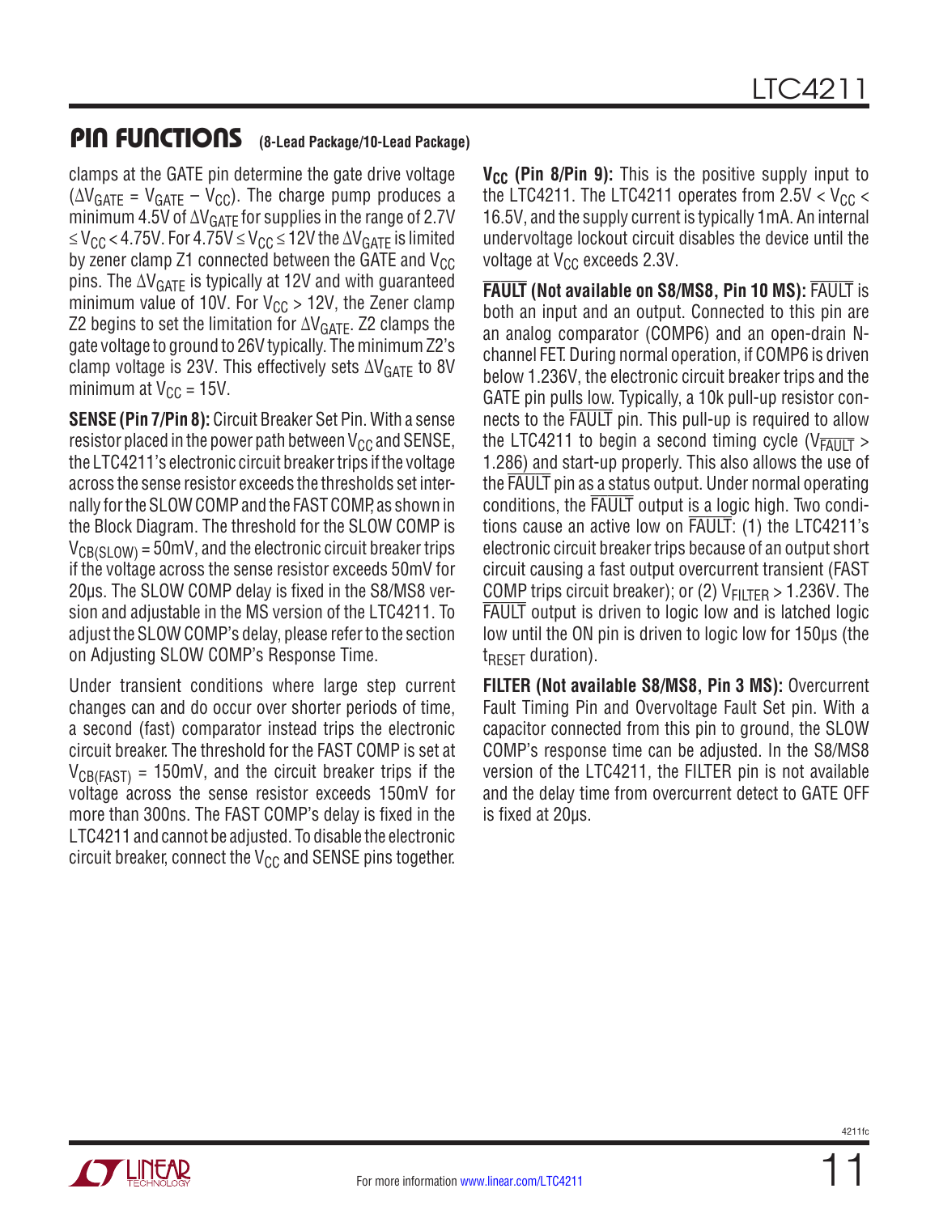## PIN FUNCTIONS (8-Lead Package/10-Lead Package)

clamps at the GATE pin determine the gate drive voltage ($\Delta V_{GATE} = V_{GATE} - V_{CC}$). The charge pump produces a minimum 4.5V of $\Delta V_{GATE}$ for supplies in the range of 2.7V $\leq V_{CC} <$ 4.75V. For 4.75V $\leq V_{CC} \leq$ 12V the $\Delta V_{GATE}$ is limited by zener clamp Z1 connected between the GATE and $V_{CC}$ pins. The $\Delta V_{GATE}$ is typically at 12V and with guaranteed minimum value of 10V. For $V_{CC} >$ 12V, the Zener clamp Z2 begins to set the limitation for $\Delta V_{GATE}$. Z2 clamps the gate voltage to ground to 26V typically. The minimum Z2's clamp voltage is 23V. This effectively sets $\Delta V_{GATE}$ to 8V minimum at $V_{CC}$ = 15V.

**SENSE (Pin 7/Pin 8):** Circuit Breaker Set Pin. With a sense resistor placed in the power path between $V_{CC}$ and SENSE, the LTC4211's electronic circuit breaker trips if the voltage across the sense resistor exceeds the thresholds set internally for the SLOW COMP and the FAST COMP, as shown in the Block Diagram. The threshold for the SLOW COMP is $V_{CB(SLOW)}$ = 50mV, and the electronic circuit breaker trips if the voltage across the sense resistor exceeds 50mV for 20µs. The SLOW COMP delay is fixed in the S8/MS8 version and adjustable in the MS version of the LTC4211. To adjust the SLOW COMP's delay, please refer to the section on Adjusting SLOW COMP's Response Time.

Under transient conditions where large step current changes can and do occur over shorter periods of time, a second (fast) comparator instead trips the electronic circuit breaker. The threshold for the FAST COMP is set at $V_{CB(FAST)}$ = 150mV, and the circuit breaker trips if the voltage across the sense resistor exceeds 150mV for more than 300ns. The FAST COMP's delay is fixed in the LTC4211 and cannot be adjusted. To disable the electronic circuit breaker, connect the $V_{CC}$ and SENSE pins together.

**$V_{CC}$ (Pin 8/Pin 9):** This is the positive supply input to the LTC4211. The LTC4211 operates from 2.5V < $V_{CC}$ < 16.5V, and the supply current is typically 1mA. An internal undervoltage lockout circuit disables the device until the voltage at $V_{CC}$ exceeds 2.3V.

**$\overline{\text{FAULT}}$ (Not available on S8/MS8, Pin 10 MS):** $\overline{\text{FAULT}}$ is both an input and an output. Connected to this pin are an analog comparator (COMP6) and an open-drain N-channel FET. During normal operation, if COMP6 is driven below 1.236V, the electronic circuit breaker trips and the GATE pin pulls low. Typically, a 10k pull-up resistor connects to the $\overline{\text{FAULT}}$ pin. This pull-up is required to allow the LTC4211 to begin a second timing cycle ($V_{\overline{FAULT}}$ > 1.286) and start-up properly. This also allows the use of the $\overline{\text{FAULT}}$ pin as a status output. Under normal operating conditions, the $\overline{\text{FAULT}}$ output is a logic high. Two conditions cause an active low on $\overline{\text{FAULT}}$: (1) the LTC4211's electronic circuit breaker trips because of an output short circuit causing a fast output overcurrent transient (FAST COMP trips circuit breaker); or (2) $V_{FILTER}$ > 1.236V. The $\overline{\text{FAULT}}$ output is driven to logic low and is latched logic low until the ON pin is driven to logic low for 150µs (the $t_{RESET}$ duration).

**FILTER (Not available S8/MS8, Pin 3 MS):** Overcurrent Fault Timing Pin and Overvoltage Fault Set pin. With a capacitor connected from this pin to ground, the SLOW COMP's response time can be adjusted. In the S8/MS8 version of the LTC4211, the FILTER pin is not available and the delay time from overcurrent detect to GATE OFF is fixed at 20µs.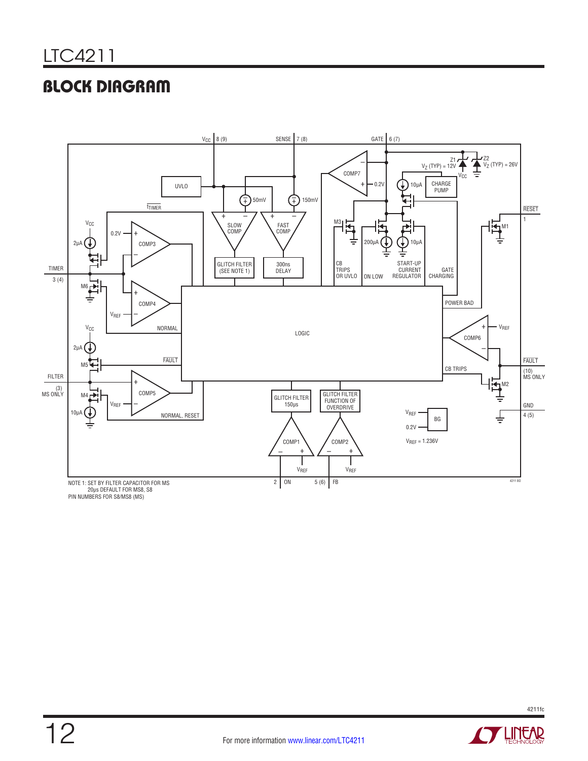## BLOCK DIAGRAM

NOTE 1: SET BY FILTER CAPACITOR FOR MS
20µs DEFAULT FOR MS8, S8
PIN NUMBERS FOR S8/MS8 (MS)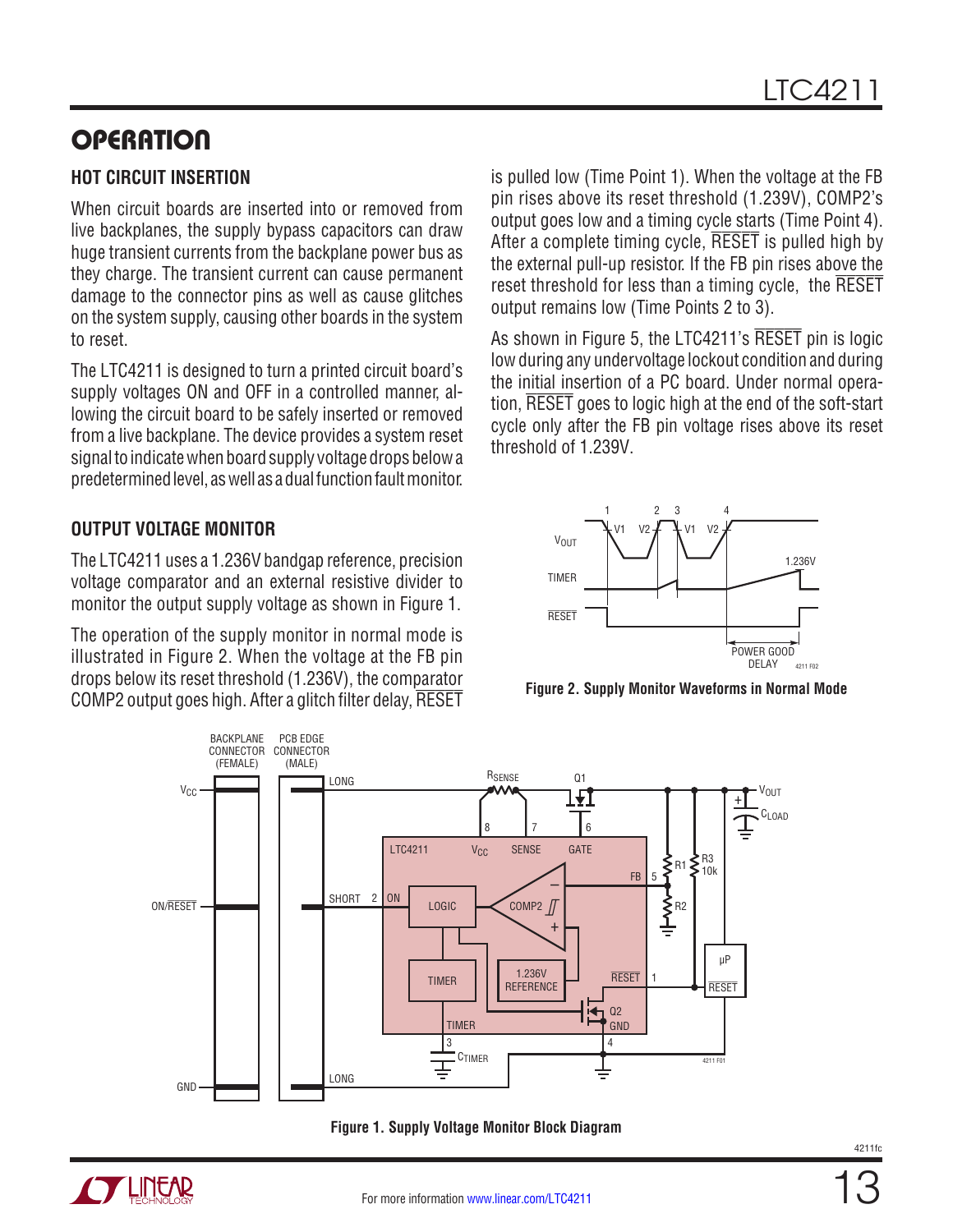## OPERATION

### HOT CIRCUIT INSERTION

When circuit boards are inserted into or removed from live backplanes, the supply bypass capacitors can draw huge transient currents from the backplane power bus as they charge. The transient current can cause permanent damage to the connector pins as well as cause glitches on the system supply, causing other boards in the system to reset.

The LTC4211 is designed to turn a printed circuit board's supply voltages ON and OFF in a controlled manner, allowing the circuit board to be safely inserted or removed from a live backplane. The device provides a system reset signal to indicate when board supply voltage drops below a predetermined level, as well as a dual function fault monitor.

### OUTPUT VOLTAGE MONITOR

The LTC4211 uses a 1.236V bandgap reference, precision voltage comparator and an external resistive divider to monitor the output supply voltage as shown in Figure 1.

The operation of the supply monitor in normal mode is illustrated in Figure 2. When the voltage at the FB pin drops below its reset threshold (1.236V), the comparator COMP2 output goes high. After a glitch filter delay, RESET is pulled low (Time Point 1). When the voltage at the FB pin rises above its reset threshold (1.239V), COMP2's output goes low and a timing cycle starts (Time Point 4). After a complete timing cycle, RESET is pulled high by the external pull-up resistor. If the FB pin rises above the reset threshold for less than a timing cycle, the RESET output remains low (Time Points 2 to 3).

As shown in Figure 5, the LTC4211's RESET pin is logic low during any undervoltage lockout condition and during the initial insertion of a PC board. Under normal operation, RESET goes to logic high at the end of the soft-start cycle only after the FB pin voltage rises above its reset threshold of 1.239V.

**Figure 2. Supply Monitor Waveforms in Normal Mode**

**Figure 1. Supply Voltage Monitor Block Diagram**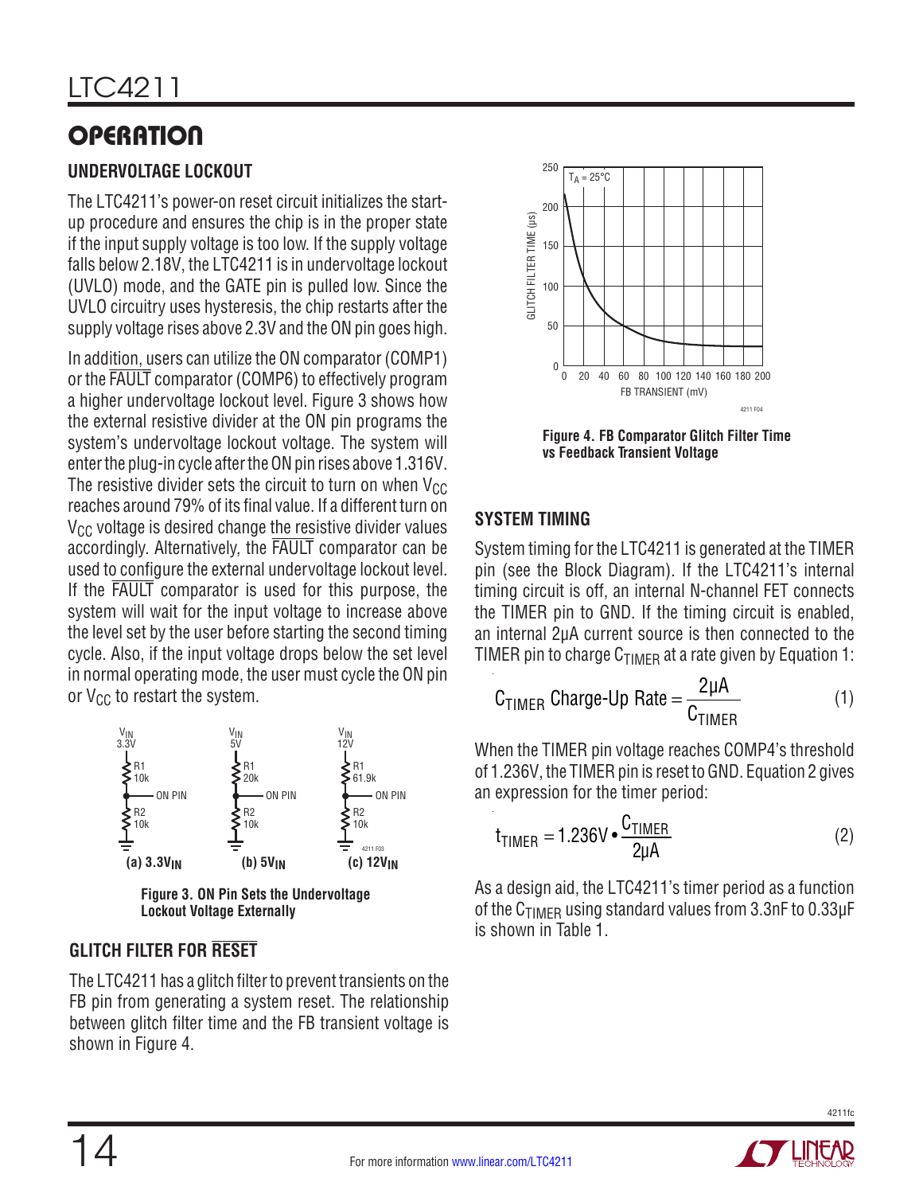## OPERATION

### UNDERVOLTAGE LOCKOUT

The LTC4211's power-on reset circuit initializes the start-up procedure and ensures the chip is in the proper state if the input supply voltage is too low. If the supply voltage falls below 2.18V, the LTC4211 is in undervoltage lockout (UVLO) mode, and the GATE pin is pulled low. Since the UVLO circuitry uses hysteresis, the chip restarts after the supply voltage rises above 2.3V and the ON pin goes high.

In addition, users can utilize the ON comparator (COMP1) or the $\overline{FAULT}$ comparator (COMP6) to effectively program a higher undervoltage lockout level. Figure 3 shows how the external resistive divider at the ON pin programs the system's undervoltage lockout voltage. The system will enter the plug-in cycle after the ON pin rises above 1.316V. The resistive divider sets the circuit to turn on when $V_{CC}$ reaches around 79% of its final value. If a different turn on $V_{CC}$ voltage is desired change the resistive divider values accordingly. Alternatively, the $\overline{FAULT}$ comparator can be used to configure the external undervoltage lockout level. If the $\overline{FAULT}$ comparator is used for this purpose, the system will wait for the input voltage to increase above the level set by the user before starting the second timing cycle. Also, if the input voltage drops below the set level in normal operating mode, the user must cycle the ON pin or $V_{CC}$ to restart the system.

**Figure 3. ON Pin Sets the Undervoltage Lockout Voltage Externally**

### GLITCH FILTER FOR $\overline{RESET}$

The LTC4211 has a glitch filter to prevent transients on the FB pin from generating a system reset. The relationship between glitch filter time and the FB transient voltage is shown in Figure 4.

**Figure 4. FB Comparator Glitch Filter Time vs Feedback Transient Voltage**

### SYSTEM TIMING

System timing for the LTC4211 is generated at the TIMER pin (see the Block Diagram). If the LTC4211's internal timing circuit is off, an internal N-channel FET connects the TIMER pin to GND. If the timing circuit is enabled, an internal 2µA current source is then connected to the TIMER pin to charge $C_{TIMER}$ at a rate given by Equation 1:

$$C_{TIMER} \text{ Charge-Up Rate} = \frac{2\mu A}{C_{TIMER}} \quad (1)$$

When the TIMER pin voltage reaches COMP4's threshold of 1.236V, the TIMER pin is reset to GND. Equation 2 gives an expression for the timer period:

$$t_{TIMER} = 1.236V \bullet \frac{C_{TIMER}}{2\mu A} \quad (2)$$

As a design aid, the LTC4211's timer period as a function of the $C_{TIMER}$ using standard values from 3.3nF to 0.33µF is shown in Table 1.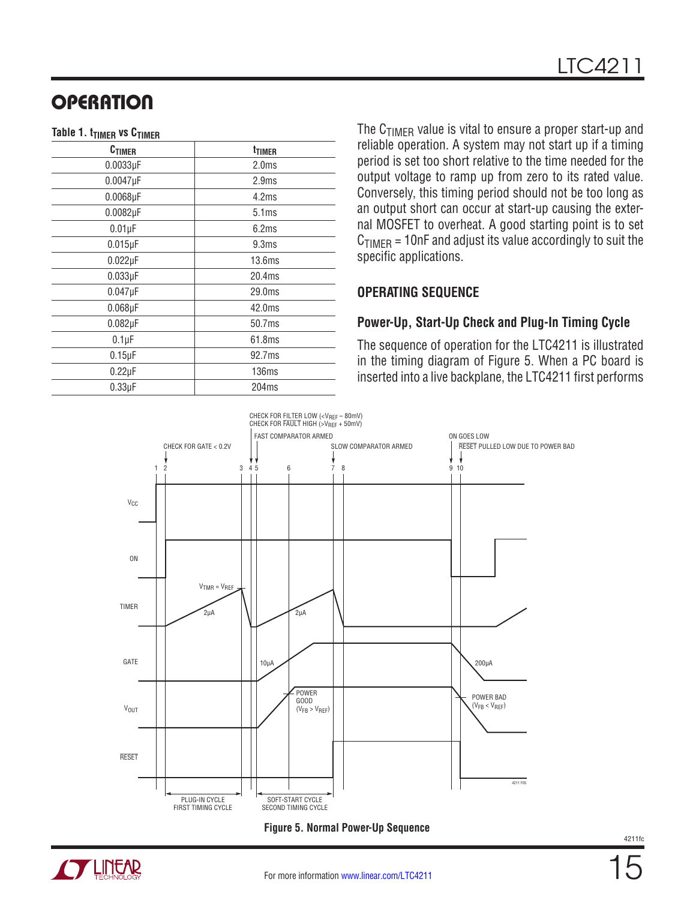## OPERATION

**Table 1. $t_{TIMER}$ vs $C_{TIMER}$**

| $C_{TIMER}$ | $t_{TIMER}$ |
|---|---|
| 0.0033µF | 2.0ms |
| 0.0047µF | 2.9ms |
| 0.0068µF | 4.2ms |
| 0.0082µF | 5.1ms |
| 0.01µF | 6.2ms |
| 0.015µF | 9.3ms |
| 0.022µF | 13.6ms |
| 0.033µF | 20.4ms |
| 0.047µF | 29.0ms |
| 0.068µF | 42.0ms |
| 0.082µF | 50.7ms |
| 0.1µF | 61.8ms |
| 0.15µF | 92.7ms |
| 0.22µF | 136ms |
| 0.33µF | 204ms |

The $C_{TIMER}$ value is vital to ensure a proper start-up and reliable operation. A system may not start up if a timing period is set too short relative to the time needed for the output voltage to ramp up from zero to its rated value. Conversely, this timing period should not be too long as an output short can occur at start-up causing the external MOSFET to overheat. A good starting point is to set $C_{TIMER}$ = 10nF and adjust its value accordingly to suit the specific applications.

### OPERATING SEQUENCE

#### Power-Up, Start-Up Check and Plug-In Timing Cycle

The sequence of operation for the LTC4211 is illustrated in the timing diagram of Figure 5. When a PC board is inserted into a live backplane, the LTC4211 first performs

Figure 5. Normal Power-Up Sequence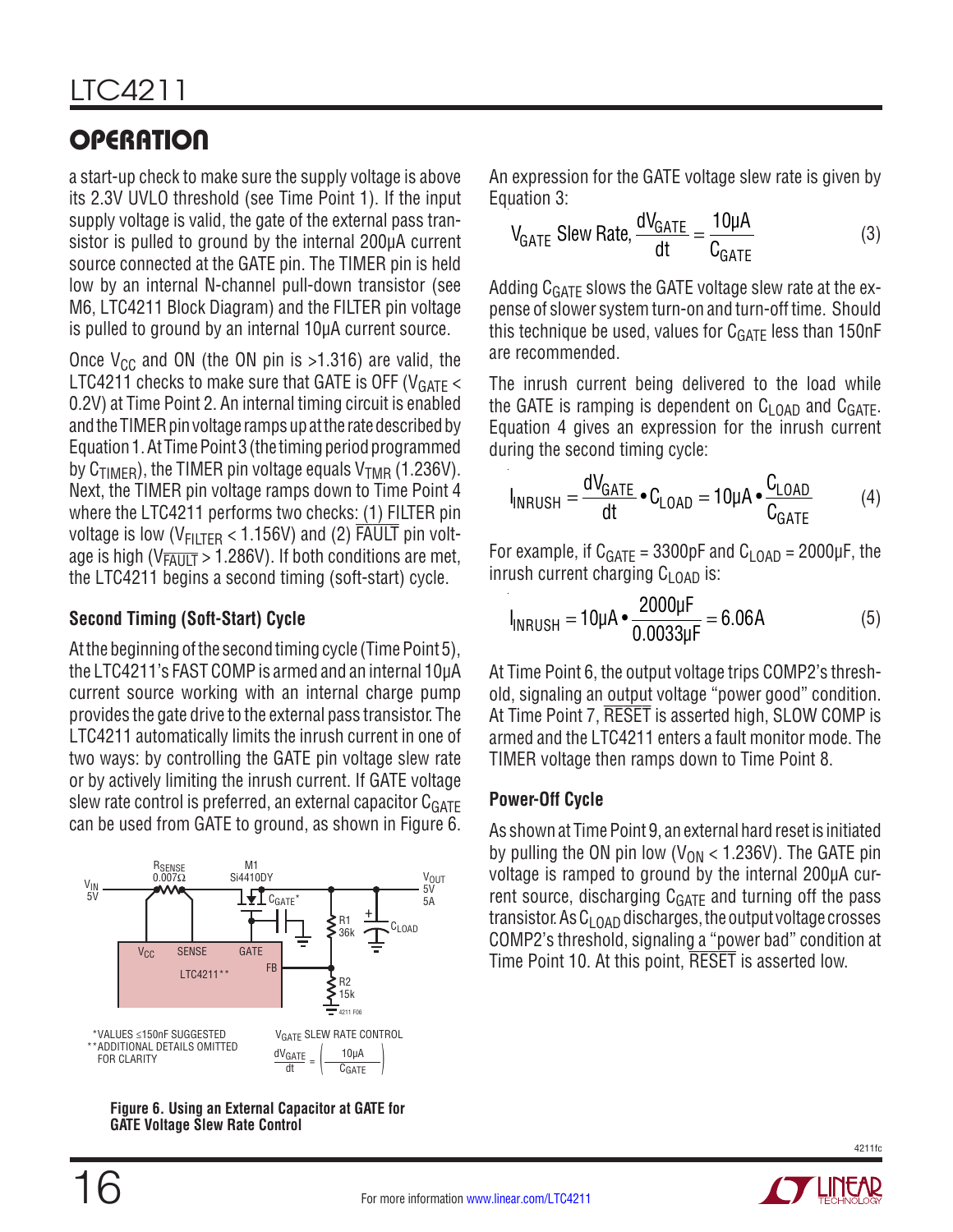## OPERATION

a start-up check to make sure the supply voltage is above its 2.3V UVLO threshold (see Time Point 1). If the input supply voltage is valid, the gate of the external pass transistor is pulled to ground by the internal 200µA current source connected at the GATE pin. The TIMER pin is held low by an internal N-channel pull-down transistor (see M6, LTC4211 Block Diagram) and the FILTER pin voltage is pulled to ground by an internal 10µA current source.

Once $V_{CC}$ and ON (the ON pin is >1.316) are valid, the LTC4211 checks to make sure that GATE is OFF ($V_{GATE}$ < 0.2V) at Time Point 2. An internal timing circuit is enabled and the TIMER pin voltage ramps up at the rate described by Equation 1. At Time Point 3 (the timing period programmed by $C_{TIMER}$), the TIMER pin voltage equals $V_{TMR}$ (1.236V). Next, the TIMER pin voltage ramps down to Time Point 4 where the LTC4211 performs two checks: (1) FILTER pin voltage is low ($V_{FILTER}$ < 1.156V) and (2) $\overline{FAULT}$ pin voltage is high ($V_{\overline{FAULT}}$ > 1.286V). If both conditions are met, the LTC4211 begins a second timing (soft-start) cycle.

### Second Timing (Soft-Start) Cycle

At the beginning of the second timing cycle (Time Point 5), the LTC4211's FAST COMP is armed and an internal 10µA current source working with an internal charge pump provides the gate drive to the external pass transistor. The LTC4211 automatically limits the inrush current in one of two ways: by controlling the GATE pin voltage slew rate or by actively limiting the inrush current. If GATE voltage slew rate control is preferred, an external capacitor $C_{GATE}$ can be used from GATE to ground, as shown in Figure 6.

\*VALUES ≤150nF SUGGESTED
\*\*ADDITIONAL DETAILS OMITTED FOR CLARITY

$V_{GATE}$ SLEW RATE CONTROL $\frac{dV_{GATE}}{dt} = \left(\frac{10µA}{C_{GATE}}\right)$

**Figure 6. Using an External Capacitor at GATE for GATE Voltage Slew Rate Control**

An expression for the GATE voltage slew rate is given by Equation 3:

$$V_{GATE} \text{ Slew Rate, } \frac{dV_{GATE}}{dt} = \frac{10µA}{C_{GATE}} \quad (3)$$

Adding $C_{GATE}$ slows the GATE voltage slew rate at the expense of slower system turn-on and turn-off time. Should this technique be used, values for $C_{GATE}$ less than 150nF are recommended.

The inrush current being delivered to the load while the GATE is ramping is dependent on $C_{LOAD}$ and $C_{GATE}$. Equation 4 gives an expression for the inrush current during the second timing cycle:

$$I_{INRUSH} = \frac{dV_{GATE}}{dt} \cdot C_{LOAD} = 10µA \cdot \frac{C_{LOAD}}{C_{GATE}} \quad (4)$$

For example, if $C_{GATE}$ = 3300pF and $C_{LOAD}$ = 2000µF, the inrush current charging $C_{LOAD}$ is:

$$I_{INRUSH} = 10µA \cdot \frac{2000µF}{0.0033µF} = 6.06A \quad (5)$$

At Time Point 6, the output voltage trips COMP2's threshold, signaling an output voltage "power good" condition. At Time Point 7, $\overline{RESET}$ is asserted high, SLOW COMP is armed and the LTC4211 enters a fault monitor mode. The TIMER voltage then ramps down to Time Point 8.

### Power-Off Cycle

As shown at Time Point 9, an external hard reset is initiated by pulling the ON pin low ($V_{ON}$ < 1.236V). The GATE pin voltage is ramped to ground by the internal 200µA current source, discharging $C_{GATE}$ and turning off the pass transistor. As $C_{LOAD}$ discharges, the output voltage crosses COMP2's threshold, signaling a "power bad" condition at Time Point 10. At this point, $\overline{RESET}$ is asserted low.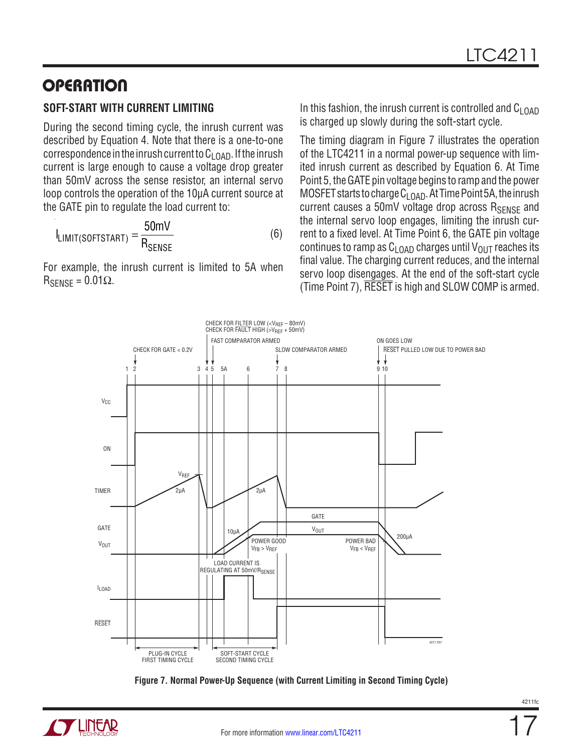## OPERATION

### SOFT-START WITH CURRENT LIMITING

During the second timing cycle, the inrush current was described by Equation 4. Note that there is a one-to-one correspondence in the inrush current to $C_{LOAD}$. If the inrush current is large enough to cause a voltage drop greater than 50mV across the sense resistor, an internal servo loop controls the operation of the 10µA current source at the GATE pin to regulate the load current to:

$$I_{LIMIT(SOFTSTART)} = \frac{50mV}{R_{SENSE}} \qquad (6)$$

For example, the inrush current is limited to 5A when $R_{SENSE} = 0.01\Omega$.

In this fashion, the inrush current is controlled and $C_{LOAD}$ is charged up slowly during the soft-start cycle.

The timing diagram in Figure 7 illustrates the operation of the LTC4211 in a normal power-up sequence with limited inrush current as described by Equation 6. At Time Point 5, the GATE pin voltage begins to ramp and the power MOSFET starts to charge $C_{LOAD}$. At Time Point 5A, the inrush current causes a 50mV voltage drop across $R_{SENSE}$ and the internal servo loop engages, limiting the inrush current to a fixed level. At Time Point 6, the GATE pin voltage continues to ramp as $C_{LOAD}$ charges until $V_{OUT}$ reaches its final value. The charging current reduces, and the internal servo loop disengages. At the end of the soft-start cycle (Time Point 7), RESET is high and SLOW COMP is armed.

Figure 7. Normal Power-Up Sequence (with Current Limiting in Second Timing Cycle)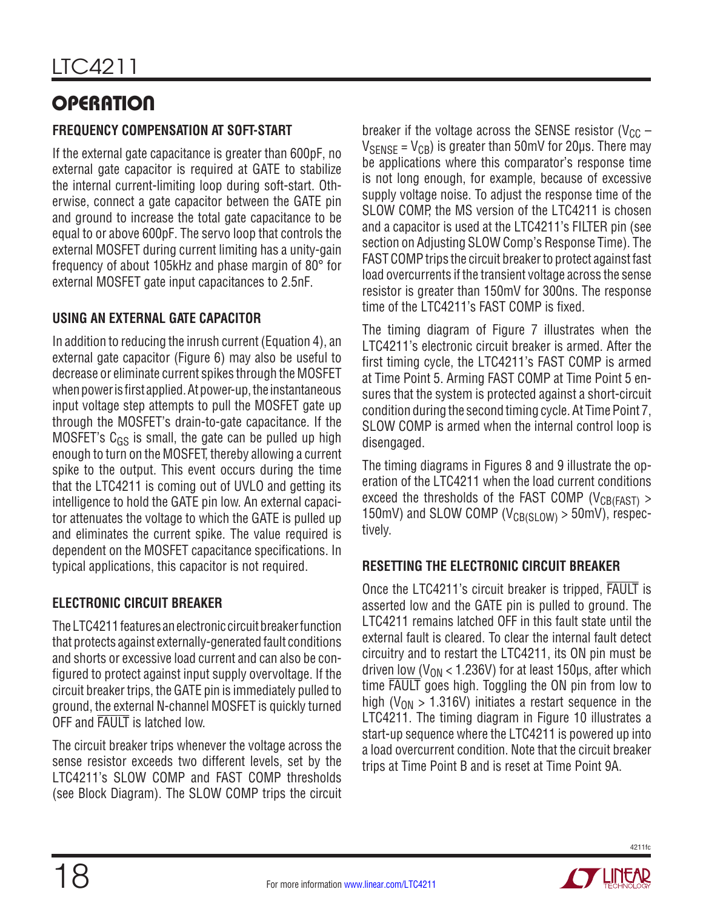## OPERATION

### FREQUENCY COMPENSATION AT SOFT-START

If the external gate capacitance is greater than 600pF, no external gate capacitor is required at GATE to stabilize the internal current-limiting loop during soft-start. Otherwise, connect a gate capacitor between the GATE pin and ground to increase the total gate capacitance to be equal to or above 600pF. The servo loop that controls the external MOSFET during current limiting has a unity-gain frequency of about 105kHz and phase margin of 80° for external MOSFET gate input capacitances to 2.5nF.

### USING AN EXTERNAL GATE CAPACITOR

In addition to reducing the inrush current (Equation 4), an external gate capacitor (Figure 6) may also be useful to decrease or eliminate current spikes through the MOSFET when power is first applied. At power-up, the instantaneous input voltage step attempts to pull the MOSFET gate up through the MOSFET's drain-to-gate capacitance. If the MOSFET's $C_{GS}$ is small, the gate can be pulled up high enough to turn on the MOSFET, thereby allowing a current spike to the output. This event occurs during the time that the LTC4211 is coming out of UVLO and getting its intelligence to hold the GATE pin low. An external capacitor attenuates the voltage to which the GATE is pulled up and eliminates the current spike. The value required is dependent on the MOSFET capacitance specifications. In typical applications, this capacitor is not required.

### ELECTRONIC CIRCUIT BREAKER

The LTC4211 features an electronic circuit breaker function that protects against externally-generated fault conditions and shorts or excessive load current and can also be configured to protect against input supply overvoltage. If the circuit breaker trips, the GATE pin is immediately pulled to ground, the external N-channel MOSFET is quickly turned OFF and $\overline{FAULT}$ is latched low.

The circuit breaker trips whenever the voltage across the sense resistor exceeds two different levels, set by the LTC4211's SLOW COMP and FAST COMP thresholds (see Block Diagram). The SLOW COMP trips the circuit breaker if the voltage across the SENSE resistor ($V_{CC} - V_{SENSE} = V_{CB}$) is greater than 50mV for 20µs. There may be applications where this comparator's response time is not long enough, for example, because of excessive supply voltage noise. To adjust the response time of the SLOW COMP, the MS version of the LTC4211 is chosen and a capacitor is used at the LTC4211's FILTER pin (see section on Adjusting SLOW Comp's Response Time). The FAST COMP trips the circuit breaker to protect against fast load overcurrents if the transient voltage across the sense resistor is greater than 150mV for 300ns. The response time of the LTC4211's FAST COMP is fixed.

The timing diagram of Figure 7 illustrates when the LTC4211's electronic circuit breaker is armed. After the first timing cycle, the LTC4211's FAST COMP is armed at Time Point 5. Arming FAST COMP at Time Point 5 ensures that the system is protected against a short-circuit condition during the second timing cycle. At Time Point 7, SLOW COMP is armed when the internal control loop is disengaged.

The timing diagrams in Figures 8 and 9 illustrate the operation of the LTC4211 when the load current conditions exceed the thresholds of the FAST COMP ($V_{CB(FAST)} >$ 150mV) and SLOW COMP ($V_{CB(SLOW)} >$ 50mV), respectively.

### RESETTING THE ELECTRONIC CIRCUIT BREAKER

Once the LTC4211's circuit breaker is tripped, $\overline{FAULT}$ is asserted low and the GATE pin is pulled to ground. The LTC4211 remains latched OFF in this fault state until the external fault is cleared. To clear the internal fault detect circuitry and to restart the LTC4211, its ON pin must be driven low ($V_{ON} <$ 1.236V) for at least 150µs, after which time $\overline{FAULT}$ goes high. Toggling the ON pin from low to high ($V_{ON} >$ 1.316V) initiates a restart sequence in the LTC4211. The timing diagram in Figure 10 illustrates a start-up sequence where the LTC4211 is powered up into a load overcurrent condition. Note that the circuit breaker trips at Time Point B and is reset at Time Point 9A.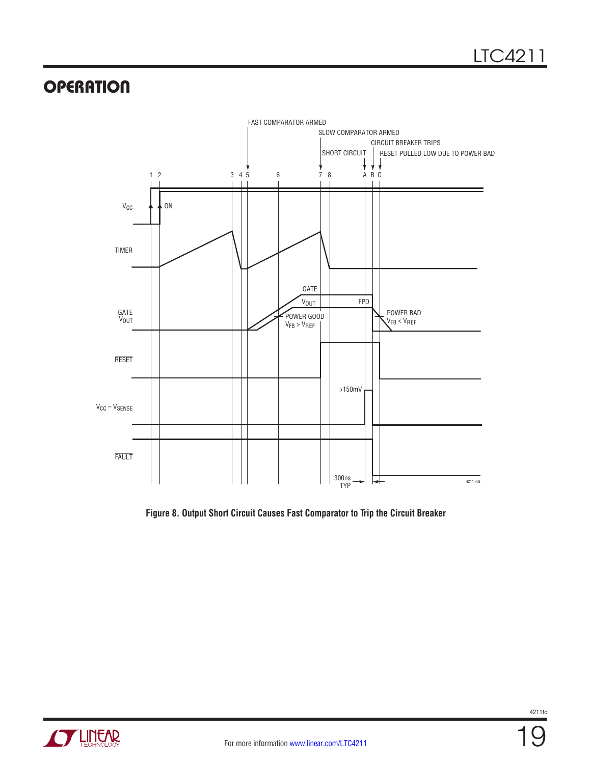## OPERATION

Figure 8. Output Short Circuit Causes Fast Comparator to Trip the Circuit Breaker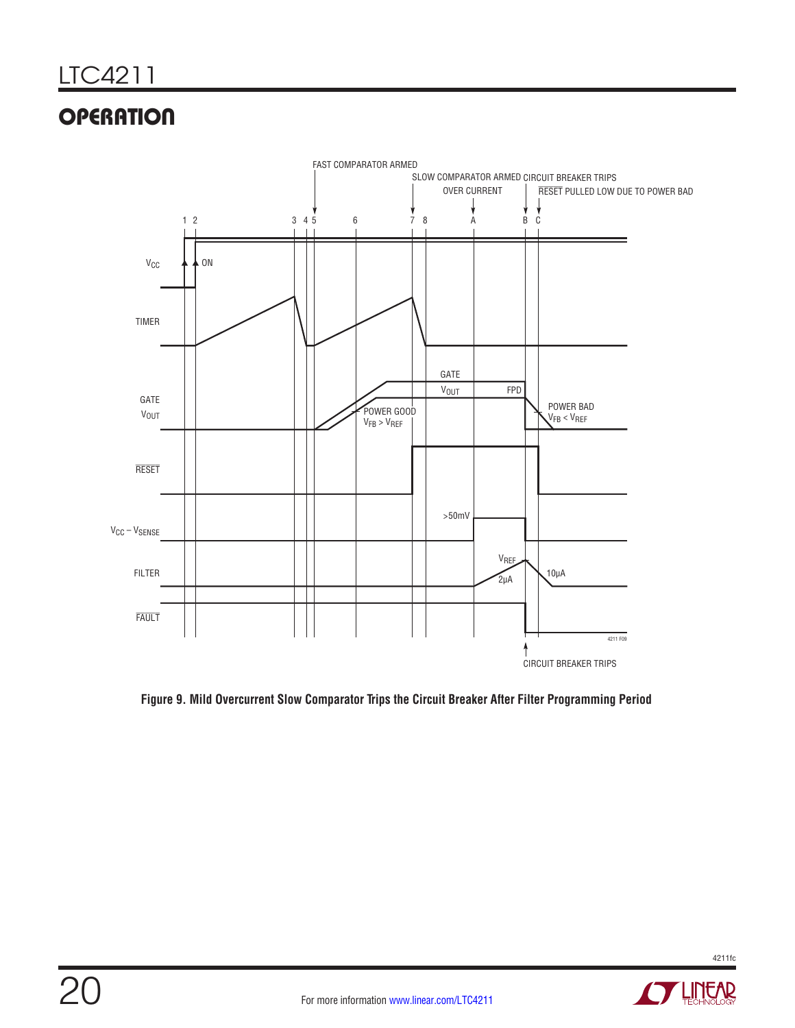## OPERATION

**Figure 9. Mild Overcurrent Slow Comparator Trips the Circuit Breaker After Filter Programming Period**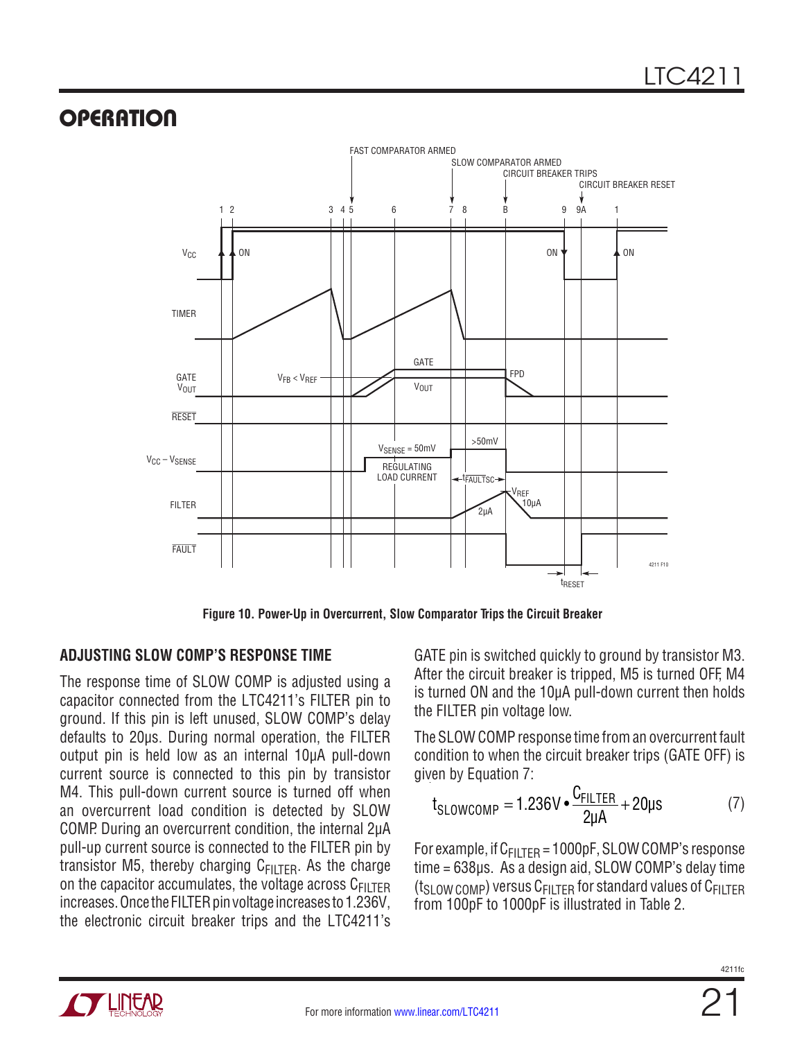## OPERATION

Figure 10. Power-Up in Overcurrent, Slow Comparator Trips the Circuit Breaker

### ADJUSTING SLOW COMP'S RESPONSE TIME

The response time of SLOW COMP is adjusted using a capacitor connected from the LTC4211's FILTER pin to ground. If this pin is left unused, SLOW COMP's delay defaults to 20µs. During normal operation, the FILTER output pin is held low as an internal 10µA pull-down current source is connected to this pin by transistor M4. This pull-down current source is turned off when an overcurrent load condition is detected by SLOW COMP. During an overcurrent condition, the internal 2µA pull-up current source is connected to the FILTER pin by transistor M5, thereby charging $C_{FILTER}$. As the charge on the capacitor accumulates, the voltage across $C_{FILTER}$ increases. Once the FILTER pin voltage increases to 1.236V, the electronic circuit breaker trips and the LTC4211's GATE pin is switched quickly to ground by transistor M3. After the circuit breaker is tripped, M5 is turned OFF, M4 is turned ON and the 10µA pull-down current then holds the FILTER pin voltage low.

The SLOW COMP response time from an overcurrent fault condition to when the circuit breaker trips (GATE OFF) is given by Equation 7:

$$t_{SLOWCOMP} = 1.236V \bullet \frac{C_{FILTER}}{2\mu A} + 20\mu s \quad (7)$$

For example, if $C_{FILTER}$ = 1000pF, SLOW COMP's response time = 638µs. As a design aid, SLOW COMP's delay time ($t_{SLOW\ COMP}$) versus $C_{FILTER}$ for standard values of $C_{FILTER}$ from 100pF to 1000pF is illustrated in Table 2.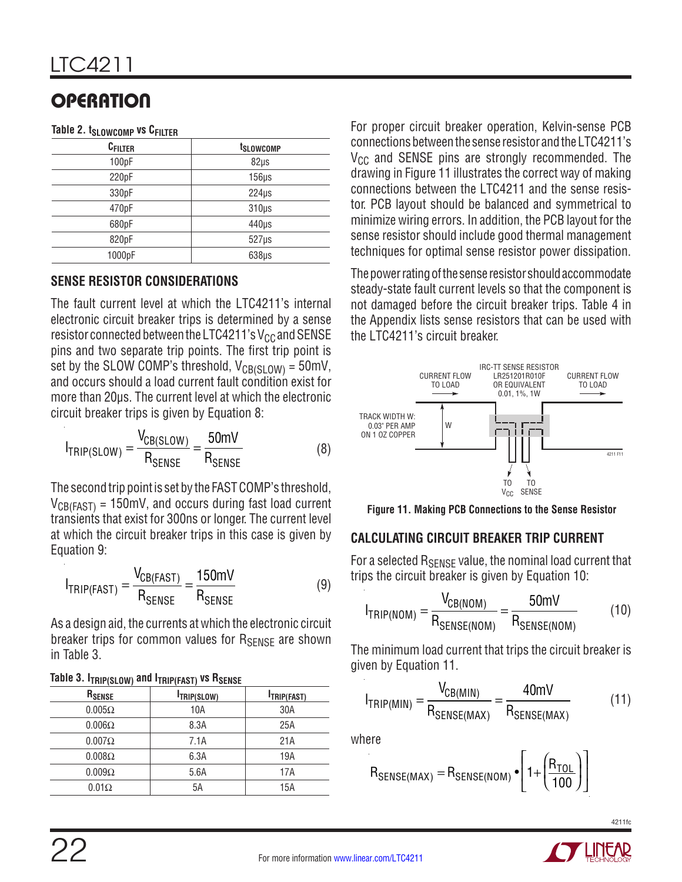## OPERATION

**Table 2. $t_{SLOWCOMP}$ vs $C_{FILTER}$**

| $C_{FILTER}$ | $t_{SLOWCOMP}$ |
|---|---|
| 100pF | 82µs |
| 220pF | 156µs |
| 330pF | 224µs |
| 470pF | 310µs |
| 680pF | 440µs |
| 820pF | 527µs |
| 1000pF | 638µs |

### SENSE RESISTOR CONSIDERATIONS

The fault current level at which the LTC4211's internal electronic circuit breaker trips is determined by a sense resistor connected between the LTC4211's $V_{CC}$ and SENSE pins and two separate trip points. The first trip point is set by the SLOW COMP's threshold, $V_{CB(SLOW)}$ = 50mV, and occurs should a load current fault condition exist for more than 20µs. The current level at which the electronic circuit breaker trips is given by Equation 8:

$$I_{TRIP(SLOW)} = \frac{V_{CB(SLOW)}}{R_{SENSE}} = \frac{50mV}{R_{SENSE}} \quad (8)$$

The second trip point is set by the FAST COMP's threshold, $V_{CB(FAST)}$ = 150mV, and occurs during fast load current transients that exist for 300ns or longer. The current level at which the circuit breaker trips in this case is given by Equation 9:

$$I_{TRIP(FAST)} = \frac{V_{CB(FAST)}}{R_{SENSE}} = \frac{150mV}{R_{SENSE}} \quad (9)$$

As a design aid, the currents at which the electronic circuit breaker trips for common values for $R_{SENSE}$ are shown in Table 3.

**Table 3. $I_{TRIP(SLOW)}$ and $I_{TRIP(FAST)}$ vs $R_{SENSE}$**

| $R_{SENSE}$ | $I_{TRIP(SLOW)}$ | $I_{TRIP(FAST)}$ |
|---|---|---|
| 0.005Ω | 10A | 30A |
| 0.006Ω | 8.3A | 25A |
| 0.007Ω | 7.1A | 21A |
| 0.008Ω | 6.3A | 19A |
| 0.009Ω | 5.6A | 17A |
| 0.01Ω | 5A | 15A |

For proper circuit breaker operation, Kelvin-sense PCB connections between the sense resistor and the LTC4211's $V_{CC}$ and SENSE pins are strongly recommended. The drawing in Figure 11 illustrates the correct way of making connections between the LTC4211 and the sense resistor. PCB layout should be balanced and symmetrical to minimize wiring errors. In addition, the PCB layout for the sense resistor should include good thermal management techniques for optimal sense resistor power dissipation.

The power rating of the sense resistor should accommodate steady-state fault current levels so that the component is not damaged before the circuit breaker trips. Table 4 in the Appendix lists sense resistors that can be used with the LTC4211's circuit breaker.

**Figure 11. Making PCB Connections to the Sense Resistor**

### CALCULATING CIRCUIT BREAKER TRIP CURRENT

For a selected $R_{SENSE}$ value, the nominal load current that trips the circuit breaker is given by Equation 10:

$$I_{TRIP(NOM)} = \frac{V_{CB(NOM)}}{R_{SENSE(NOM)}} = \frac{50mV}{R_{SENSE(NOM)}} \quad (10)$$

The minimum load current that trips the circuit breaker is given by Equation 11.

$$I_{TRIP(MIN)} = \frac{V_{CB(MIN)}}{R_{SENSE(MAX)}} = \frac{40mV}{R_{SENSE(MAX)}} \quad (11)$$

where

$$R_{SENSE(MAX)} = R_{SENSE(NOM)} \bullet \left[1 + \left(\frac{R_{TOL}}{100}\right)\right]$$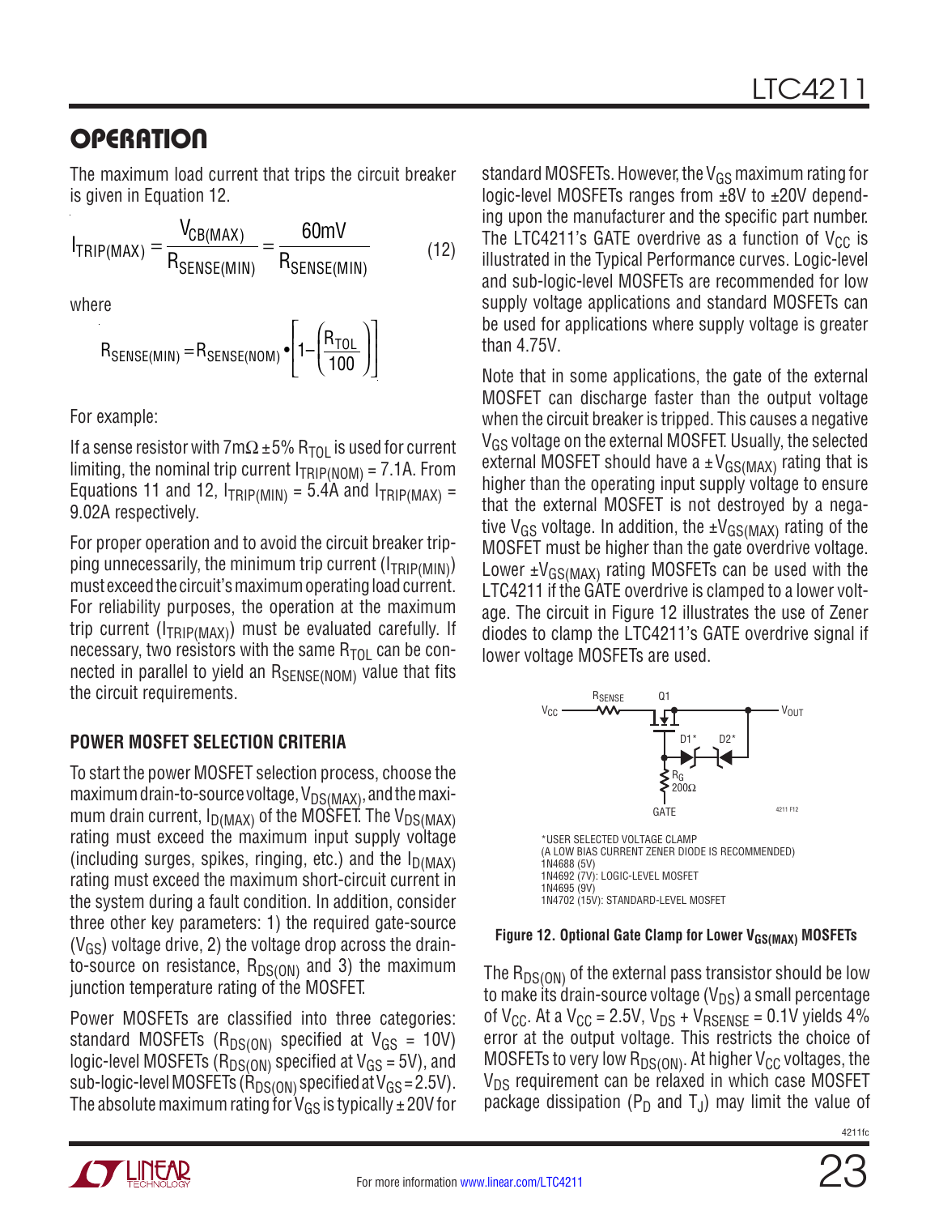## OPERATION

The maximum load current that trips the circuit breaker is given in Equation 12.

$$I_{TRIP(MAX)} = \frac{V_{CB(MAX)}}{R_{SENSE(MIN)}} = \frac{60mV}{R_{SENSE(MIN)}} \qquad (12)$$

where

$$R_{SENSE(MIN)} = R_{SENSE(NOM)} \bullet \left[1 - \left(\frac{R_{TOL}}{100}\right)\right]$$

For example:

If a sense resistor with 7mΩ ±5% $R_{TOL}$ is used for current limiting, the nominal trip current $I_{TRIP(NOM)}$ = 7.1A. From Equations 11 and 12, $I_{TRIP(MIN)}$ = 5.4A and $I_{TRIP(MAX)}$ = 9.02A respectively.

For proper operation and to avoid the circuit breaker tripping unnecessarily, the minimum trip current ($I_{TRIP(MIN)}$) must exceed the circuit's maximum operating load current. For reliability purposes, the operation at the maximum trip current ($I_{TRIP(MAX)}$) must be evaluated carefully. If necessary, two resistors with the same $R_{TOL}$ can be connected in parallel to yield an $R_{SENSE(NOM)}$ value that fits the circuit requirements.

### POWER MOSFET SELECTION CRITERIA

To start the power MOSFET selection process, choose the maximum drain-to-source voltage, $V_{DS(MAX)}$, and the maximum drain current, $I_{D(MAX)}$ of the MOSFET. The $V_{DS(MAX)}$ rating must exceed the maximum input supply voltage (including surges, spikes, ringing, etc.) and the $I_{D(MAX)}$ rating must exceed the maximum short-circuit current in the system during a fault condition. In addition, consider three other key parameters: 1) the required gate-source ($V_{GS}$) voltage drive, 2) the voltage drop across the drain-to-source on resistance, $R_{DS(ON)}$ and 3) the maximum junction temperature rating of the MOSFET.

Power MOSFETs are classified into three categories: standard MOSFETs ($R_{DS(ON)}$ specified at $V_{GS}$ = 10V) logic-level MOSFETs ($R_{DS(ON)}$ specified at $V_{GS}$ = 5V), and sub-logic-level MOSFETs ($R_{DS(ON)}$ specified at $V_{GS}$ = 2.5V). The absolute maximum rating for $V_{GS}$ is typically ±20V for standard MOSFETs. However, the $V_{GS}$ maximum rating for logic-level MOSFETs ranges from ±8V to ±20V depending upon the manufacturer and the specific part number. The LTC4211's GATE overdrive as a function of $V_{CC}$ is illustrated in the Typical Performance curves. Logic-level and sub-logic-level MOSFETs are recommended for low supply voltage applications and standard MOSFETs can be used for applications where supply voltage is greater than 4.75V.

Note that in some applications, the gate of the external MOSFET can discharge faster than the output voltage when the circuit breaker is tripped. This causes a negative $V_{GS}$ voltage on the external MOSFET. Usually, the selected external MOSFET should have a $\pm V_{GS(MAX)}$ rating that is higher than the operating input supply voltage to ensure that the external MOSFET is not destroyed by a negative $V_{GS}$ voltage. In addition, the $\pm V_{GS(MAX)}$ rating of the MOSFET must be higher than the gate overdrive voltage. Lower $\pm V_{GS(MAX)}$ rating MOSFETs can be used with the LTC4211 if the GATE overdrive is clamped to a lower voltage. The circuit in Figure 12 illustrates the use of Zener diodes to clamp the LTC4211's GATE overdrive signal if lower voltage MOSFETs are used.

*USER SELECTED VOLTAGE CLAMP
(A LOW BIAS CURRENT ZENER DIODE IS RECOMMENDED)
1N4688 (5V)
1N4692 (7V): LOGIC-LEVEL MOSFET
1N4695 (9V)
1N4702 (15V): STANDARD-LEVEL MOSFET

**Figure 12. Optional Gate Clamp for Lower $V_{GS(MAX)}$ MOSFETs**

The $R_{DS(ON)}$ of the external pass transistor should be low to make its drain-source voltage ($V_{DS}$) a small percentage of $V_{CC}$. At a $V_{CC}$ = 2.5V, $V_{DS}$ + $V_{RSENSE}$ = 0.1V yields 4% error at the output voltage. This restricts the choice of MOSFETs to very low $R_{DS(ON)}$. At higher $V_{CC}$ voltages, the $V_{DS}$ requirement can be relaxed in which case MOSFET package dissipation ($P_D$ and $T_J$) may limit the value of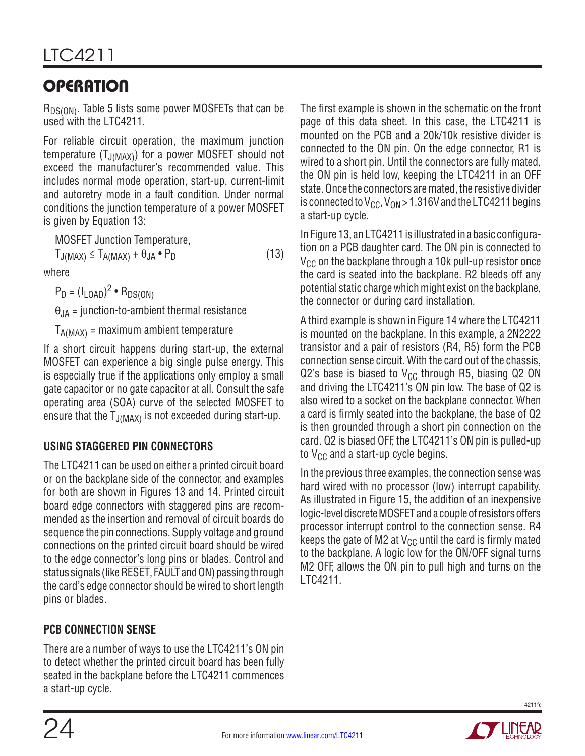## OPERATION

$R_{DS(ON)}$. Table 5 lists some power MOSFETs that can be used with the LTC4211.

For reliable circuit operation, the maximum junction temperature ($T_{J(MAX)}$) for a power MOSFET should not exceed the manufacturer's recommended value. This includes normal mode operation, start-up, current-limit and autoretry mode in a fault condition. Under normal conditions the junction temperature of a power MOSFET is given by Equation 13:

MOSFET Junction Temperature,

$$T_{J(MAX)} \le T_{A(MAX)} + \theta_{JA} \bullet P_D \quad (13)$$

where

$P_D = (I_{LOAD})^2 \bullet R_{DS(ON)}$

$\theta_{JA}$ = junction-to-ambient thermal resistance

$T_{A(MAX)}$ = maximum ambient temperature

If a short circuit happens during start-up, the external MOSFET can experience a big single pulse energy. This is especially true if the applications only employ a small gate capacitor or no gate capacitor at all. Consult the safe operating area (SOA) curve of the selected MOSFET to ensure that the $T_{J(MAX)}$ is not exceeded during start-up.

### USING STAGGERED PIN CONNECTORS

The LTC4211 can be used on either a printed circuit board or on the backplane side of the connector, and examples for both are shown in Figures 13 and 14. Printed circuit board edge connectors with staggered pins are recommended as the insertion and removal of circuit boards do sequence the pin connections. Supply voltage and ground connections on the printed circuit board should be wired to the edge connector's long pins or blades. Control and status signals (like RESET, FAULT and ON) passing through the card's edge connector should be wired to short length pins or blades.

### PCB CONNECTION SENSE

There are a number of ways to use the LTC4211's ON pin to detect whether the printed circuit board has been fully seated in the backplane before the LTC4211 commences a start-up cycle.

The first example is shown in the schematic on the front page of this data sheet. In this case, the LTC4211 is mounted on the PCB and a 20k/10k resistive divider is connected to the ON pin. On the edge connector, R1 is wired to a short pin. Until the connectors are fully mated, the ON pin is held low, keeping the LTC4211 in an OFF state. Once the connectors are mated, the resistive divider is connected to $V_{CC}$, $V_{ON}$ > 1.316V and the LTC4211 begins a start-up cycle.

In Figure 13, an LTC4211 is illustrated in a basic configuration on a PCB daughter card. The ON pin is connected to $V_{CC}$ on the backplane through a 10k pull-up resistor once the card is seated into the backplane. R2 bleeds off any potential static charge which might exist on the backplane, the connector or during card installation.

A third example is shown in Figure 14 where the LTC4211 is mounted on the backplane. In this example, a 2N2222 transistor and a pair of resistors (R4, R5) form the PCB connection sense circuit. With the card out of the chassis, Q2's base is biased to $V_{CC}$ through R5, biasing Q2 ON and driving the LTC4211's ON pin low. The base of Q2 is also wired to a socket on the backplane connector. When a card is firmly seated into the backplane, the base of Q2 is then grounded through a short pin connection on the card. Q2 is biased OFF, the LTC4211's ON pin is pulled-up to $V_{CC}$ and a start-up cycle begins.

In the previous three examples, the connection sense was hard wired with no processor (low) interrupt capability. As illustrated in Figure 15, the addition of an inexpensive logic-level discrete MOSFET and a couple of resistors offers processor interrupt control to the connection sense. R4 keeps the gate of M2 at $V_{CC}$ until the card is firmly mated to the backplane. A logic low for the ON/OFF signal turns M2 OFF, allows the ON pin to pull high and turns on the LTC4211.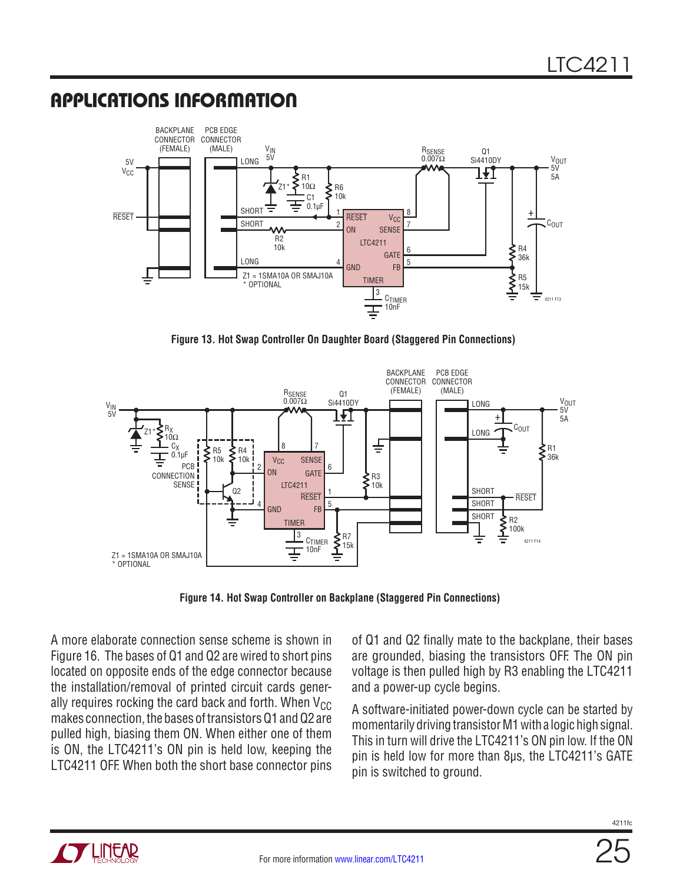## APPLICATIONS INFORMATION

Figure 13. Hot Swap Controller On Daughter Board (Staggered Pin Connections)

Figure 14. Hot Swap Controller on Backplane (Staggered Pin Connections)

A more elaborate connection sense scheme is shown in Figure 16. The bases of Q1 and Q2 are wired to short pins located on opposite ends of the edge connector because the installation/removal of printed circuit cards generally requires rocking the card back and forth. When $V_{CC}$ makes connection, the bases of transistors Q1 and Q2 are pulled high, biasing them ON. When either one of them is ON, the LTC4211's ON pin is held low, keeping the LTC4211 OFF. When both the short base connector pins of Q1 and Q2 finally mate to the backplane, their bases are grounded, biasing the transistors OFF. The ON pin voltage is then pulled high by R3 enabling the LTC4211 and a power-up cycle begins.

A software-initiated power-down cycle can be started by momentarily driving transistor M1 with a logic high signal. This in turn will drive the LTC4211's ON pin low. If the ON pin is held low for more than 8µs, the LTC4211's GATE pin is switched to ground.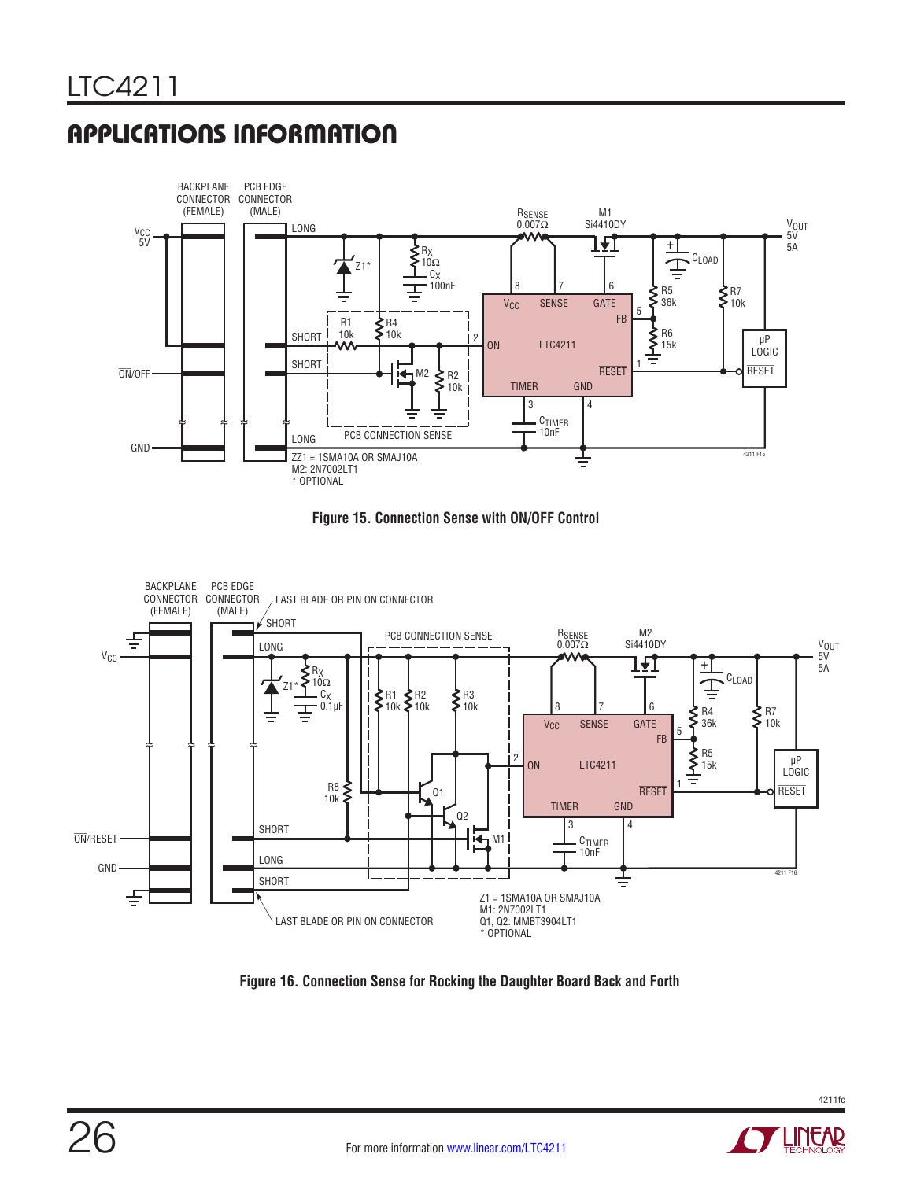## APPLICATIONS INFORMATION

Figure 15. Connection Sense with ON/OFF Control

Figure 16. Connection Sense for Rocking the Daughter Board Back and Forth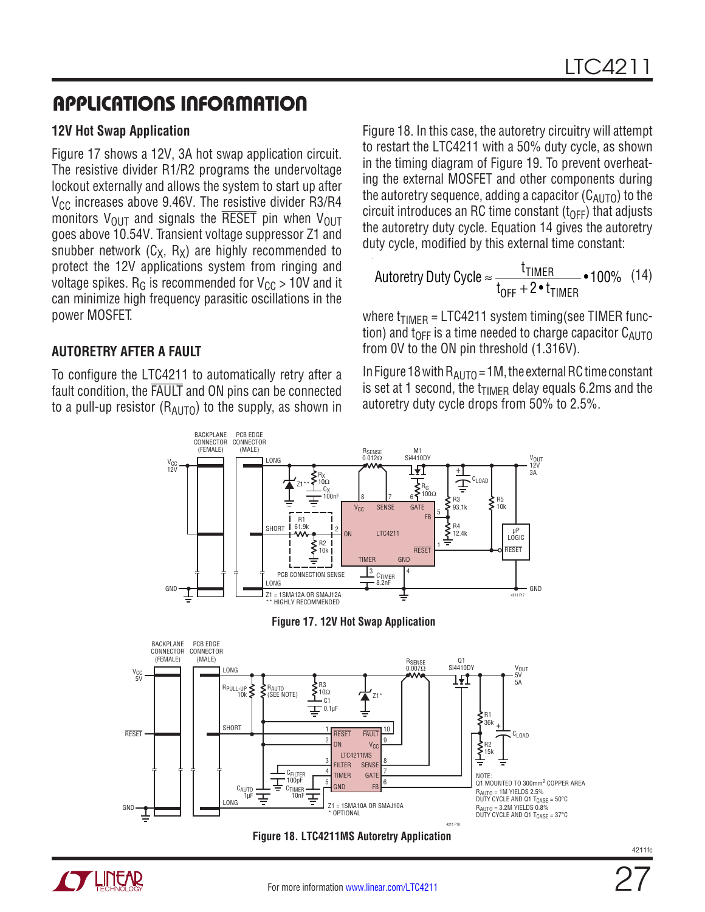## APPLICATIONS INFORMATION

### 12V Hot Swap Application

Figure 17 shows a 12V, 3A hot swap application circuit. The resistive divider R1/R2 programs the undervoltage lockout externally and allows the system to start up after $V_{CC}$ increases above 9.46V. The resistive divider R3/R4 monitors $V_{OUT}$ and signals the $\overline{RESET}$ pin when $V_{OUT}$ goes above 10.54V. Transient voltage suppressor Z1 and snubber network ($C_X$, $R_X$) are highly recommended to protect the 12V applications system from ringing and voltage spikes. $R_G$ is recommended for $V_{CC}$ > 10V and it can minimize high frequency parasitic oscillations in the power MOSFET.

### AUTORETRY AFTER A FAULT

To configure the LTC4211 to automatically retry after a fault condition, the $\overline{FAULT}$ and ON pins can be connected to a pull-up resistor ($R_{AUTO}$) to the supply, as shown in Figure 18. In this case, the autoretry circuitry will attempt to restart the LTC4211 with a 50% duty cycle, as shown in the timing diagram of Figure 19. To prevent overheating the external MOSFET and other components during the autoretry sequence, adding a capacitor ($C_{AUTO}$) to the circuit introduces an RC time constant ($t_{OFF}$) that adjusts the autoretry duty cycle. Equation 14 gives the autoretry duty cycle, modified by this external time constant:

$$\text{Autoretry Duty Cycle} \approx \frac{t_{TIMER}}{t_{OFF} + 2 \bullet t_{TIMER}} \bullet 100\% \quad (14)$$

where $t_{TIMER}$ = LTC4211 system timing(see TIMER function) and $t_{OFF}$ is a time needed to charge capacitor $C_{AUTO}$ from 0V to the ON pin threshold (1.316V).

In Figure 18 with $R_{AUTO}$ = 1M, the external RC time constant is set at 1 second, the $t_{TIMER}$ delay equals 6.2ms and the autoretry duty cycle drops from 50% to 2.5%.

**Figure 17. 12V Hot Swap Application**

**Figure 18. LTC4211MS Autoretry Application**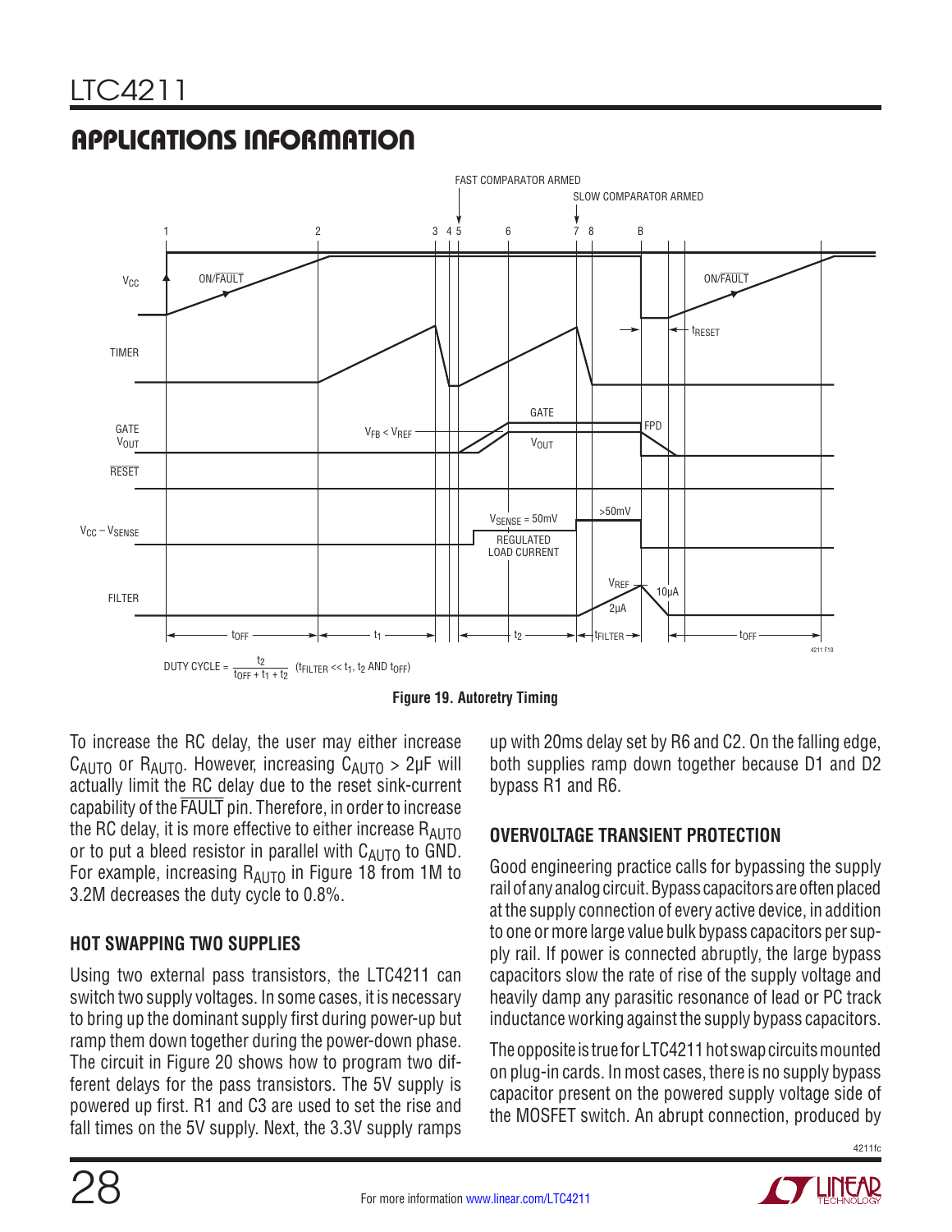## APPLICATIONS INFORMATION

Figure 19. Autoretry Timing

To increase the RC delay, the user may either increase $C_{AUTO}$ or $R_{AUTO}$. However, increasing $C_{AUTO}$ > 2µF will actually limit the RC delay due to the reset sink-current capability of the $\overline{FAULT}$ pin. Therefore, in order to increase the RC delay, it is more effective to either increase $R_{AUTO}$ or to put a bleed resistor in parallel with $C_{AUTO}$ to GND. For example, increasing $R_{AUTO}$ in Figure 18 from 1M to 3.2M decreases the duty cycle to 0.8%.

### HOT SWAPPING TWO SUPPLIES

Using two external pass transistors, the LTC4211 can switch two supply voltages. In some cases, it is necessary to bring up the dominant supply first during power-up but ramp them down together during the power-down phase. The circuit in Figure 20 shows how to program two different delays for the pass transistors. The 5V supply is powered up first. R1 and C3 are used to set the rise and fall times on the 5V supply. Next, the 3.3V supply ramps up with 20ms delay set by R6 and C2. On the falling edge, both supplies ramp down together because D1 and D2 bypass R1 and R6.

### OVERVOLTAGE TRANSIENT PROTECTION

Good engineering practice calls for bypassing the supply rail of any analog circuit. Bypass capacitors are often placed at the supply connection of every active device, in addition to one or more large value bulk bypass capacitors per supply rail. If power is connected abruptly, the large bypass capacitors slow the rate of rise of the supply voltage and heavily damp any parasitic resonance of lead or PC track inductance working against the supply bypass capacitors.

The opposite is true for LTC4211 hot swap circuits mounted on plug-in cards. In most cases, there is no supply bypass capacitor present on the powered supply voltage side of the MOSFET switch. An abrupt connection, produced by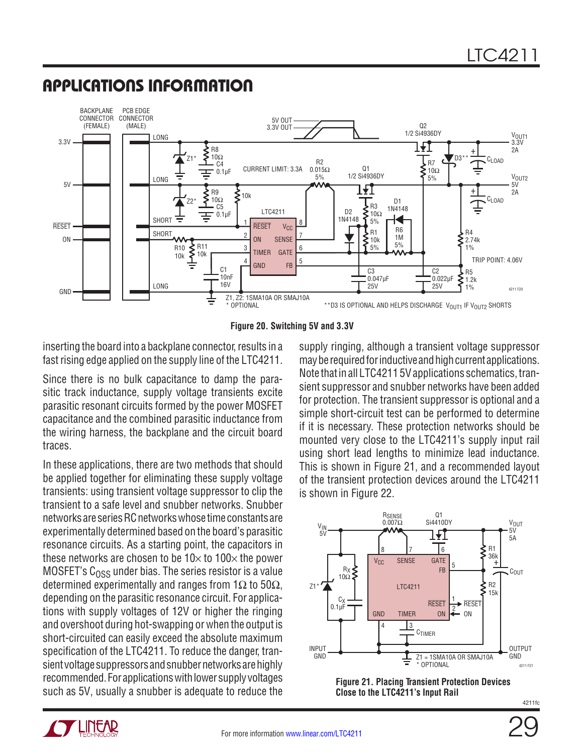## APPLICATIONS INFORMATION

Figure 20. Switching 5V and 3.3V

inserting the board into a backplane connector, results in a fast rising edge applied on the supply line of the LTC4211.

Since there is no bulk capacitance to damp the parasitic track inductance, supply voltage transients excite parasitic resonant circuits formed by the power MOSFET capacitance and the combined parasitic inductance from the wiring harness, the backplane and the circuit board traces.

In these applications, there are two methods that should be applied together for eliminating these supply voltage transients: using transient voltage suppressor to clip the transient to a safe level and snubber networks. Snubber networks are series RC networks whose time constants are experimentally determined based on the board's parasitic resonance circuits. As a starting point, the capacitors in these networks are chosen to be 10× to 100× the power MOSFET's $C_{OSS}$ under bias. The series resistor is a value determined experimentally and ranges from 1Ω to 50Ω, depending on the parasitic resonance circuit. For applications with supply voltages of 12V or higher the ringing and overshoot during hot-swapping or when the output is short-circuited can easily exceed the absolute maximum specification of the LTC4211. To reduce the danger, transient voltage suppressors and snubber networks are highly recommended. For applications with lower supply voltages such as 5V, usually a snubber is adequate to reduce the supply ringing, although a transient voltage suppressor may be required for inductive and high current applications. Note that in all LTC4211 5V applications schematics, transient suppressor and snubber networks have been added for protection. The transient suppressor is optional and a simple short-circuit test can be performed to determine if it is necessary. These protection networks should be mounted very close to the LTC4211's supply input rail using short lead lengths to minimize lead inductance. This is shown in Figure 21, and a recommended layout of the transient protection devices around the LTC4211 is shown in Figure 22.

Figure 21. Placing Transient Protection Devices Close to the LTC4211's Input Rail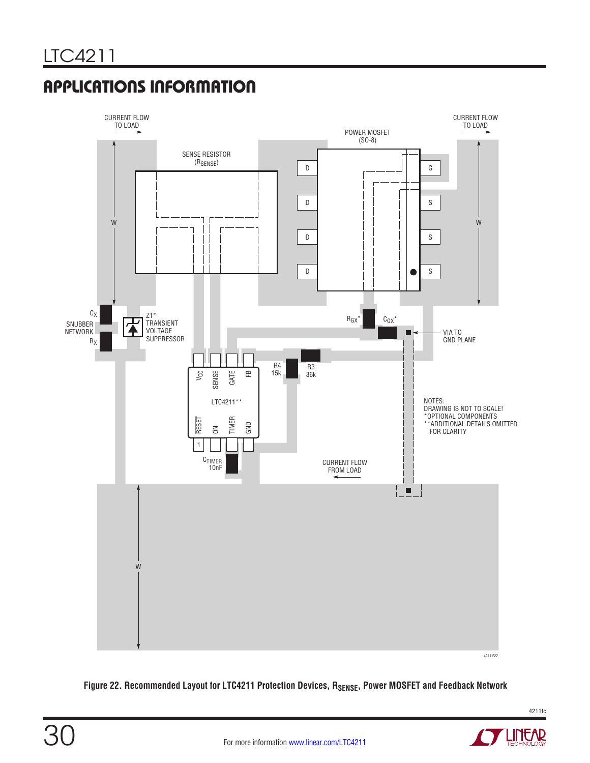## APPLICATIONS INFORMATION

CURRENT FLOW TO LOAD

SENSE RESISTOR ($R_{SENSE}$)

POWER MOSFET (SO-8)

CURRENT FLOW TO LOAD

W

D G

D S

D S

D S

W

$C_X$

SNUBBER NETWORK

$R_X$

Z1* TRANSIENT VOLTAGE SUPPRESSOR

$R_{GX}$*

$C_{GX}$*

VIA TO GND PLANE

$V_{CC}$ SENSE GATE FB

R4 15k

R3 36k

LTC4211**

$\overline{RESET}$ ON TIMER GND

1

$C_{TIMER}$ 10nF

NOTES:
DRAWING IS NOT TO SCALE!
*OPTIONAL COMPONENTS
**ADDITIONAL DETAILS OMITTED FOR CLARITY

CURRENT FLOW FROM LOAD

W

4211 F22

**Figure 22. Recommended Layout for LTC4211 Protection Devices, $R_{SENSE}$, Power MOSFET and Feedback Network**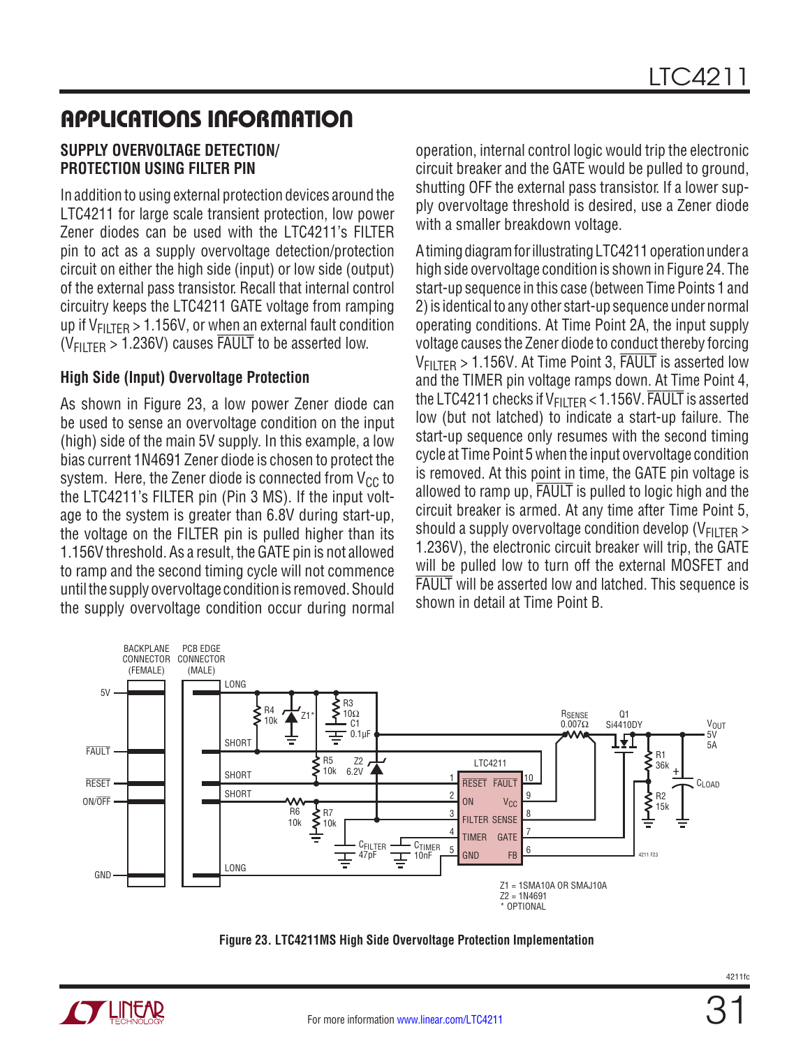## APPLICATIONS INFORMATION

### SUPPLY OVERVOLTAGE DETECTION/ PROTECTION USING FILTER PIN

In addition to using external protection devices around the LTC4211 for large scale transient protection, low power Zener diodes can be used with the LTC4211's FILTER pin to act as a supply overvoltage detection/protection circuit on either the high side (input) or low side (output) of the external pass transistor. Recall that internal control circuitry keeps the LTC4211 GATE voltage from ramping up if $V_{FILTER}$ > 1.156V, or when an external fault condition ($V_{FILTER}$ > 1.236V) causes $\overline{FAULT}$ to be asserted low.

#### High Side (Input) Overvoltage Protection

As shown in Figure 23, a low power Zener diode can be used to sense an overvoltage condition on the input (high) side of the main 5V supply. In this example, a low bias current 1N4691 Zener diode is chosen to protect the system. Here, the Zener diode is connected from $V_{CC}$ to the LTC4211's FILTER pin (Pin 3 MS). If the input voltage to the system is greater than 6.8V during start-up, the voltage on the FILTER pin is pulled higher than its 1.156V threshold. As a result, the GATE pin is not allowed to ramp and the second timing cycle will not commence until the supply overvoltage condition is removed. Should the supply overvoltage condition occur during normal operation, internal control logic would trip the electronic circuit breaker and the GATE would be pulled to ground, shutting OFF the external pass transistor. If a lower supply overvoltage threshold is desired, use a Zener diode with a smaller breakdown voltage.

A timing diagram for illustrating LTC4211 operation under a high side overvoltage condition is shown in Figure 24. The start-up sequence in this case (between Time Points 1 and 2) is identical to any other start-up sequence under normal operating conditions. At Time Point 2A, the input supply voltage causes the Zener diode to conduct thereby forcing $V_{FILTER}$ > 1.156V. At Time Point 3, $\overline{FAULT}$ is asserted low and the TIMER pin voltage ramps down. At Time Point 4, the LTC4211 checks if $V_{FILTER}$ < 1.156V. $\overline{FAULT}$ is asserted low (but not latched) to indicate a start-up failure. The start-up sequence only resumes with the second timing cycle at Time Point 5 when the input overvoltage condition is removed. At this point in time, the GATE pin voltage is allowed to ramp up, $\overline{FAULT}$ is pulled to logic high and the circuit breaker is armed. At any time after Time Point 5, should a supply overvoltage condition develop ($V_{FILTER}$ > 1.236V), the electronic circuit breaker will trip, the GATE will be pulled low to turn off the external MOSFET and $\overline{FAULT}$ will be asserted low and latched. This sequence is shown in detail at Time Point B.

Z1 = 1SMA10A OR SMAJ10A
Z2 = 1N4691
* OPTIONAL

**Figure 23. LTC4211MS High Side Overvoltage Protection Implementation**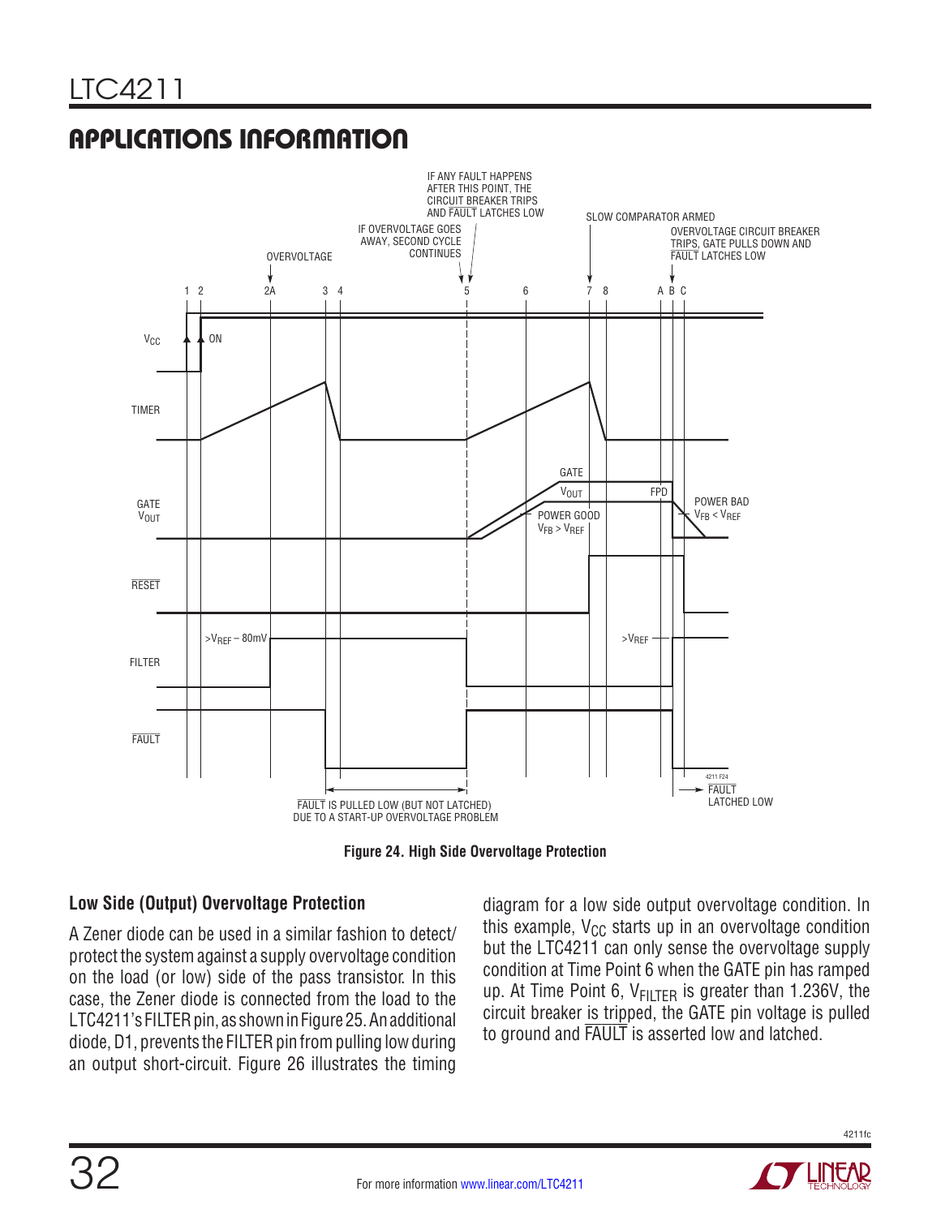## APPLICATIONS INFORMATION

Figure 24. High Side Overvoltage Protection

### Low Side (Output) Overvoltage Protection

A Zener diode can be used in a similar fashion to detect/protect the system against a supply overvoltage condition on the load (or low) side of the pass transistor. In this case, the Zener diode is connected from the load to the LTC4211's FILTER pin, as shown in Figure 25. An additional diode, D1, prevents the FILTER pin from pulling low during an output short-circuit. Figure 26 illustrates the timing diagram for a low side output overvoltage condition. In this example, $V_{CC}$ starts up in an overvoltage condition but the LTC4211 can only sense the overvoltage supply condition at Time Point 6 when the GATE pin has ramped up. At Time Point 6, $V_{FILTER}$ is greater than 1.236V, the circuit breaker is tripped, the GATE pin voltage is pulled to ground and $\overline{\text{FAULT}}$ is asserted low and latched.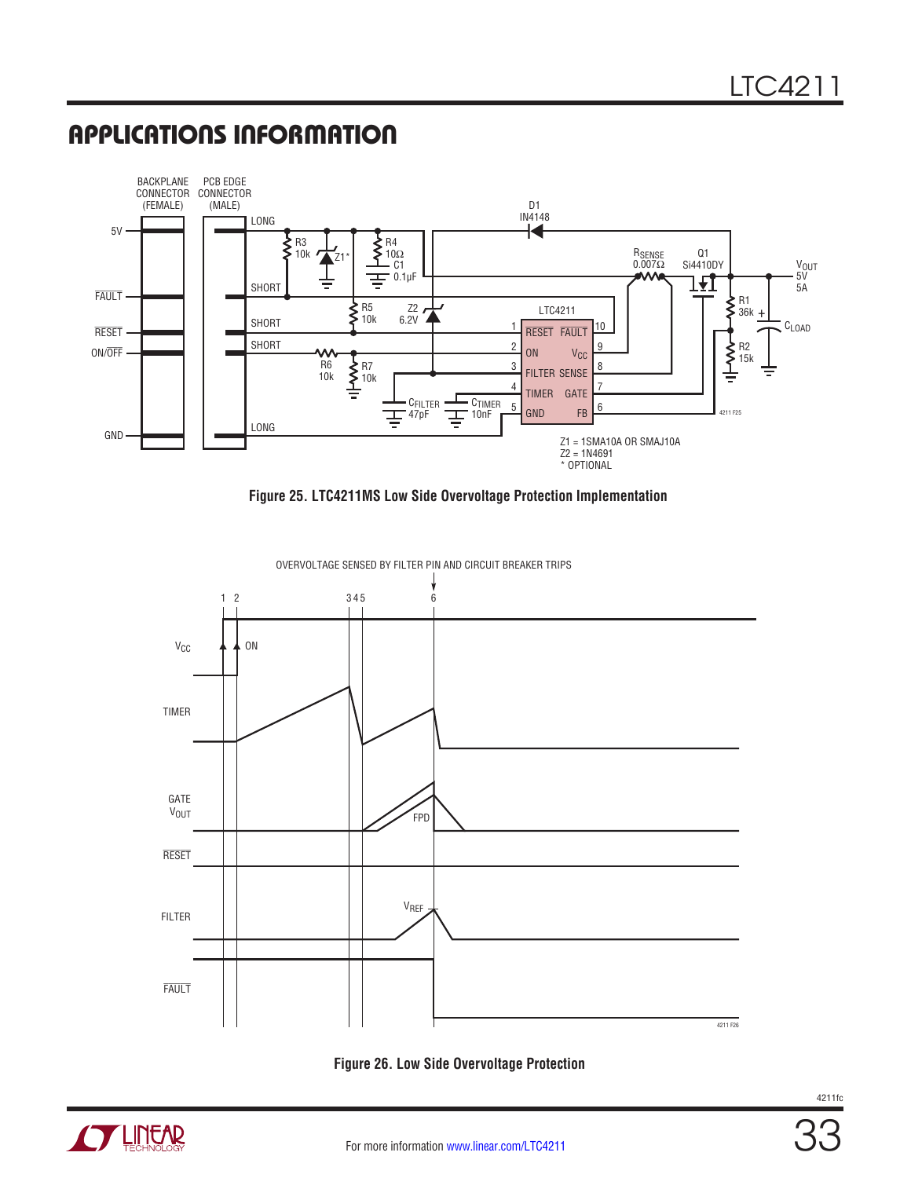## APPLICATIONS INFORMATION

Figure 25. LTC4211MS Low Side Overvoltage Protection Implementation

Figure 26. Low Side Overvoltage Protection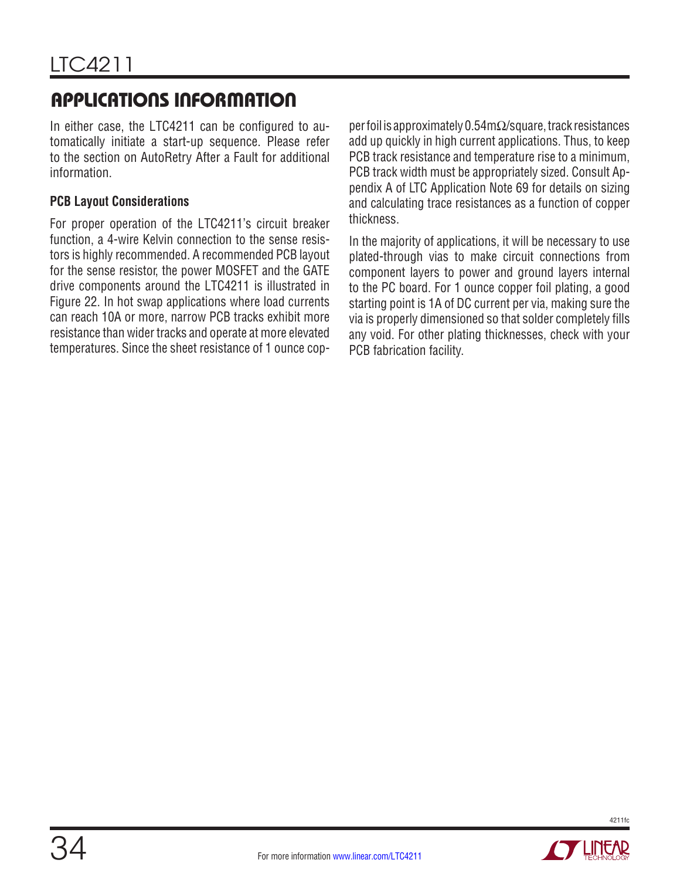## APPLICATIONS INFORMATION

In either case, the LTC4211 can be configured to automatically initiate a start-up sequence. Please refer to the section on AutoRetry After a Fault for additional information.

### PCB Layout Considerations

For proper operation of the LTC4211's circuit breaker function, a 4-wire Kelvin connection to the sense resistors is highly recommended. A recommended PCB layout for the sense resistor, the power MOSFET and the GATE drive components around the LTC4211 is illustrated in Figure 22. In hot swap applications where load currents can reach 10A or more, narrow PCB tracks exhibit more resistance than wider tracks and operate at more elevated temperatures. Since the sheet resistance of 1 ounce copper foil is approximately 0.54mΩ/square, track resistances add up quickly in high current applications. Thus, to keep PCB track resistance and temperature rise to a minimum, PCB track width must be appropriately sized. Consult Appendix A of LTC Application Note 69 for details on sizing and calculating trace resistances as a function of copper thickness.

In the majority of applications, it will be necessary to use plated-through vias to make circuit connections from component layers to power and ground layers internal to the PC board. For 1 ounce copper foil plating, a good starting point is 1A of DC current per via, making sure the via is properly dimensioned so that solder completely fills any void. For other plating thicknesses, check with your PCB fabrication facility.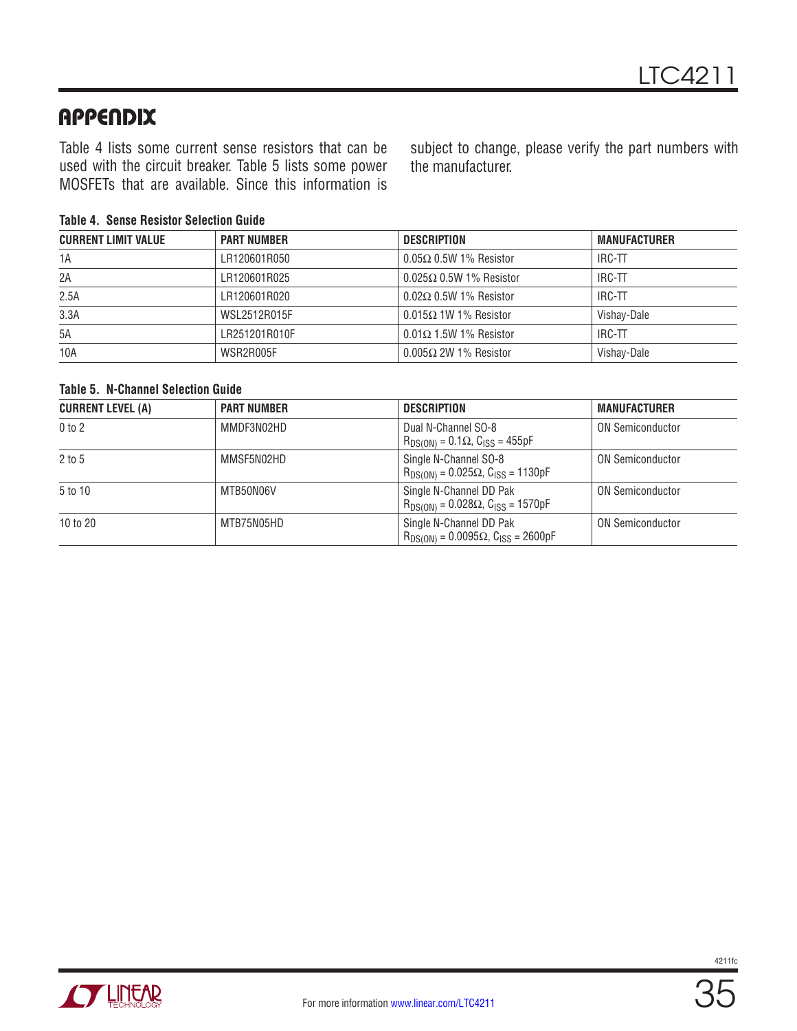## APPENDIX

Table 4 lists some current sense resistors that can be used with the circuit breaker. Table 5 lists some power MOSFETs that are available. Since this information is subject to change, please verify the part numbers with the manufacturer.

**Table 4. Sense Resistor Selection Guide**

| CURRENT LIMIT VALUE | PART NUMBER | DESCRIPTION | MANUFACTURER |
|---|---|---|---|
| 1A | LR120601R050 | 0.05Ω 0.5W 1% Resistor | IRC-TT |
| 2A | LR120601R025 | 0.025Ω 0.5W 1% Resistor | IRC-TT |
| 2.5A | LR120601R020 | 0.02Ω 0.5W 1% Resistor | IRC-TT |
| 3.3A | WSL2512R015F | 0.015Ω 1W 1% Resistor | Vishay-Dale |
| 5A | LR251201R010F | 0.01Ω 1.5W 1% Resistor | IRC-TT |
| 10A | WSR2R005F | 0.005Ω 2W 1% Resistor | Vishay-Dale |

**Table 5. N-Channel Selection Guide**

| CURRENT LEVEL (A) | PART NUMBER | DESCRIPTION | MANUFACTURER |
|---|---|---|---|
| 0 to 2 | MMDF3N02HD | Dual N-Channel SO-8 $R_{DS(ON)}$ = 0.1Ω, $C_{ISS}$ = 455pF | ON Semiconductor |
| 2 to 5 | MMSF5N02HD | Single N-Channel SO-8 $R_{DS(ON)}$ = 0.025Ω, $C_{ISS}$ = 1130pF | ON Semiconductor |
| 5 to 10 | MTB50N06V | Single N-Channel DD Pak $R_{DS(ON)}$ = 0.028Ω, $C_{ISS}$ = 1570pF | ON Semiconductor |
| 10 to 20 | MTB75N05HD | Single N-Channel DD Pak $R_{DS(ON)}$ = 0.0095Ω, $C_{ISS}$ = 2600pF | ON Semiconductor |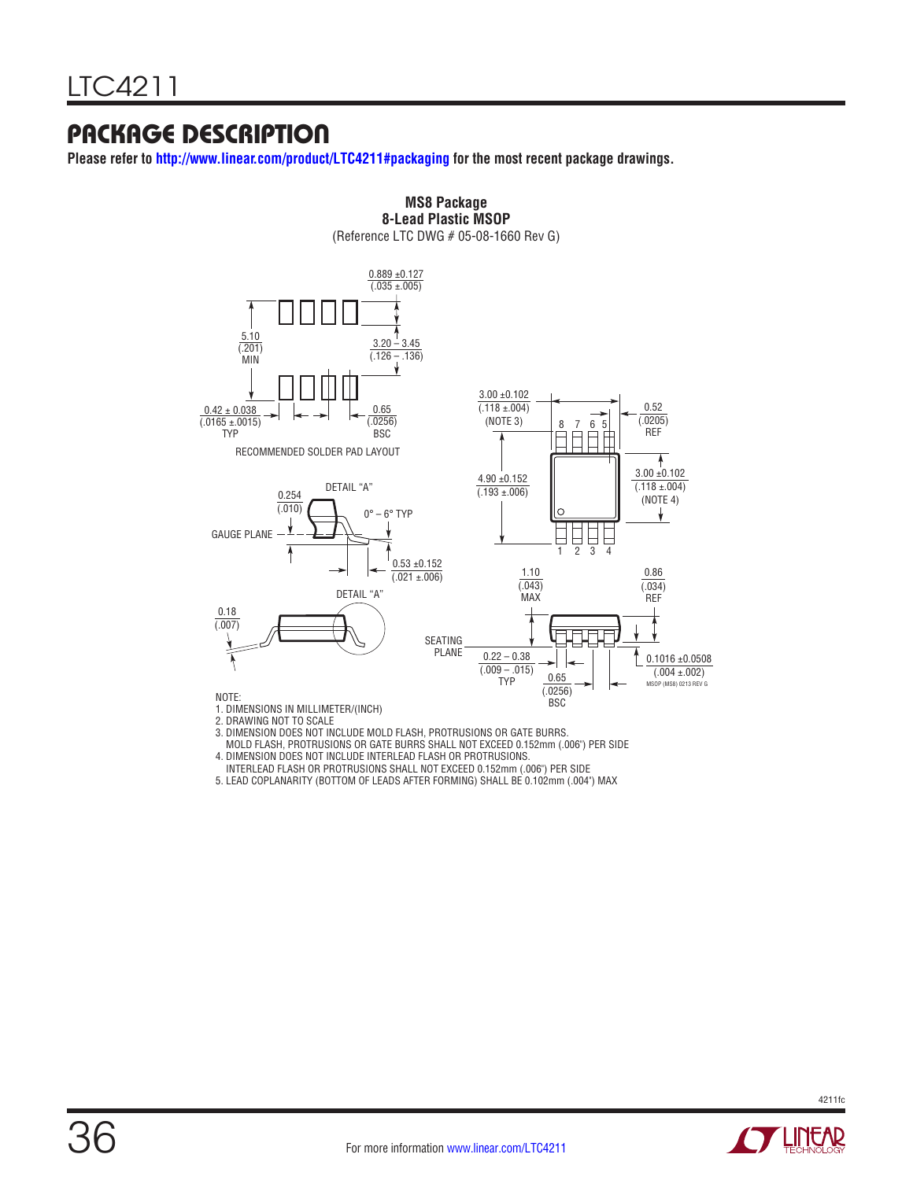# PACKAGE DESCRIPTION

**Please refer to http://www.linear.com/product/LTC4211#packaging for the most recent package drawings.**

**MS8 Package**
**8-Lead Plastic MSOP**
(Reference LTC DWG # 05-08-1660 Rev G)

RECOMMENDED SOLDER PAD LAYOUT

0.889 ±0.127 (.035 ±.005)

5.10 (.201) MIN

3.20 – 3.45 (.126 – .136)

0.42 ± 0.038 (.0165 ±.0015) TYP

0.65 (.0256) BSC

3.00 ±0.102 (.118 ±.004) (NOTE 3)

0.52 (.0205) REF

4.90 ±0.152 (.193 ±.006)

3.00 ±0.102 (.118 ±.004) (NOTE 4)

DETAIL "A"

0.254 (.010)

0° – 6° TYP

GAUGE PLANE

0.53 ±0.152 (.021 ±.006)

DETAIL "A"

0.18 (.007)

1.10 (.043) MAX

0.86 (.034) REF

SEATING PLANE

0.22 – 0.38 (.009 – .015) TYP

0.65 (.0256) BSC

0.1016 ±0.0508 (.004 ±.002)

MSOP (MS8) 0213 REV G

NOTE:
1. DIMENSIONS IN MILLIMETER/(INCH)
2. DRAWING NOT TO SCALE
3. DIMENSION DOES NOT INCLUDE MOLD FLASH, PROTRUSIONS OR GATE BURRS.
   MOLD FLASH, PROTRUSIONS OR GATE BURRS SHALL NOT EXCEED 0.152mm (.006") PER SIDE
4. DIMENSION DOES NOT INCLUDE INTERLEAD FLASH OR PROTRUSIONS.
   INTERLEAD FLASH OR PROTRUSIONS SHALL NOT EXCEED 0.152mm (.006") PER SIDE
5. LEAD COPLANARITY (BOTTOM OF LEADS AFTER FORMING) SHALL BE 0.102mm (.004") MAX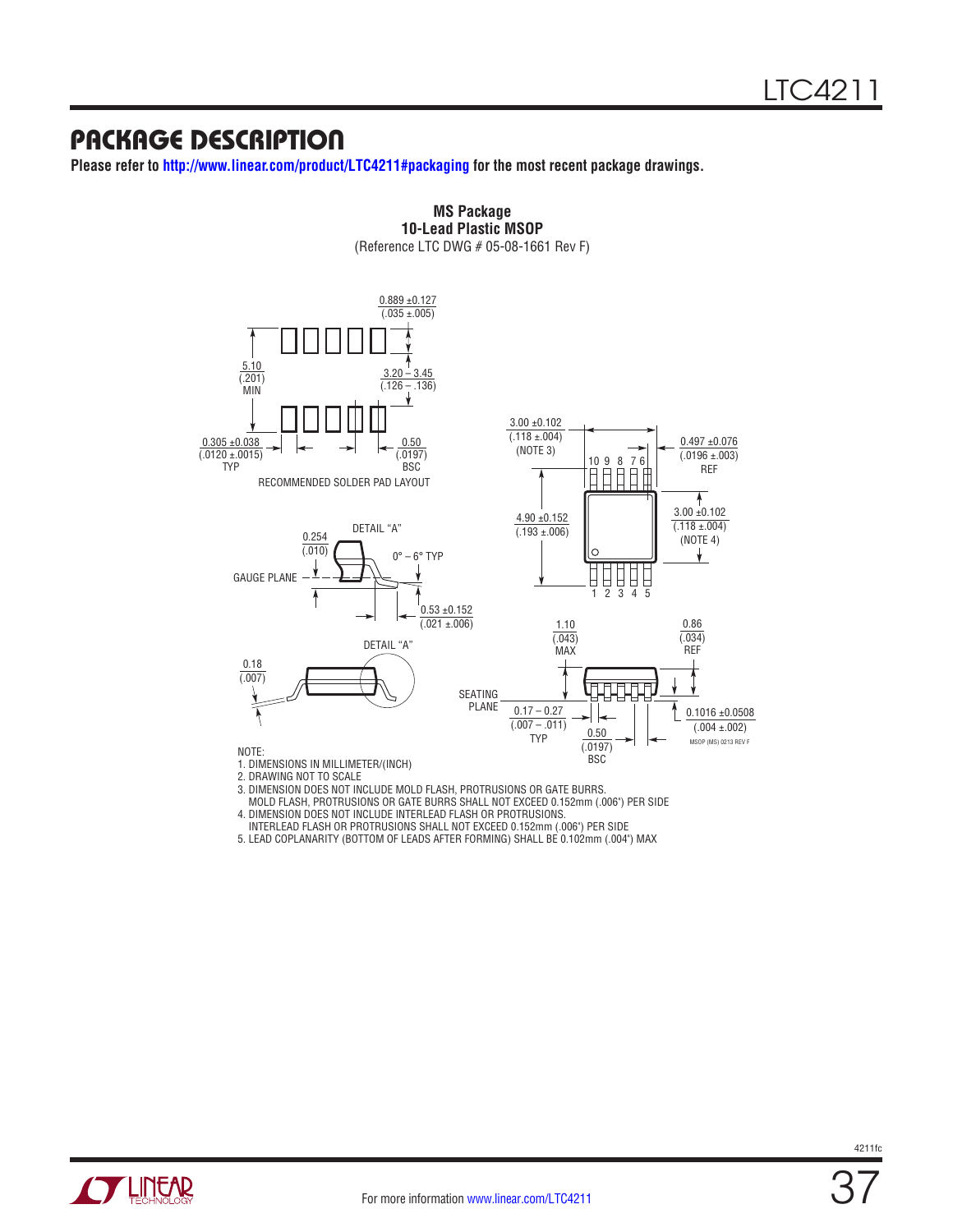# PACKAGE DESCRIPTION

**Please refer to http://www.linear.com/product/LTC4211#packaging for the most recent package drawings.**

**MS Package**
**10-Lead Plastic MSOP**
(Reference LTC DWG # 05-08-1661 Rev F)

0.889 ±0.127 (.035 ±.005)

5.10 (.201) MIN

3.20 – 3.45 (.126 – .136)

0.305 ±0.038 (.0120 ±.0015) TYP

0.50 (.0197) BSC

RECOMMENDED SOLDER PAD LAYOUT

3.00 ±0.102 (.118 ±.004) (NOTE 3)

0.497 ±0.076 (.0196 ±.003) REF

10 9 8 7 6

4.90 ±0.152 (.193 ±.006)

3.00 ±0.102 (.118 ±.004) (NOTE 4)

1 2 3 4 5

DETAIL "A"

0.254 (.010)

0° – 6° TYP

GAUGE PLANE

0.53 ±0.152 (.021 ±.006)

DETAIL "A"

0.18 (.007)

1.10 (.043) MAX

0.86 (.034) REF

SEATING PLANE

0.17 – 0.27 (.007 – .011) TYP

0.50 (.0197) BSC

0.1016 ±0.0508 (.004 ±.002)

MSOP (MS) 0213 REV F

NOTE:
1. DIMENSIONS IN MILLIMETER/(INCH)
2. DRAWING NOT TO SCALE
3. DIMENSION DOES NOT INCLUDE MOLD FLASH, PROTRUSIONS OR GATE BURRS.
   MOLD FLASH, PROTRUSIONS OR GATE BURRS SHALL NOT EXCEED 0.152mm (.006") PER SIDE
4. DIMENSION DOES NOT INCLUDE INTERLEAD FLASH OR PROTRUSIONS.
   INTERLEAD FLASH OR PROTRUSIONS SHALL NOT EXCEED 0.152mm (.006") PER SIDE
5. LEAD COPLANARITY (BOTTOM OF LEADS AFTER FORMING) SHALL BE 0.102mm (.004") MAX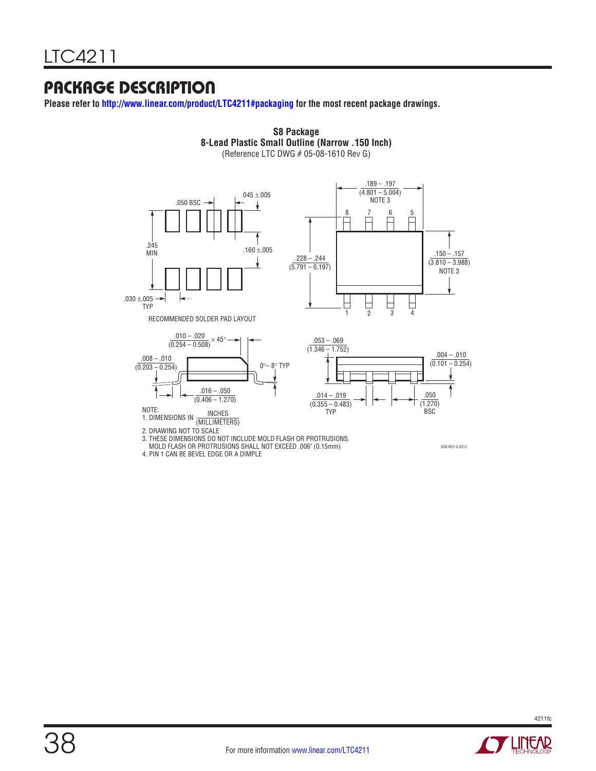## PACKAGE DESCRIPTION

**Please refer to http://www.linear.com/product/LTC4211#packaging for the most recent package drawings.**

**S8 Package**
**8-Lead Plastic Small Outline (Narrow .150 Inch)**
(Reference LTC DWG # 05-08-1610 Rev G)

.050 BSC

.045 ±.005

.245 MIN

.160 ±.005

.030 ±.005 TYP

RECOMMENDED SOLDER PAD LAYOUT

.189 – .197 (4.801 – 5.004) NOTE 3

8 7 6 5

.228 – .244 (5.791 – 6.197)

.150 – .157 (3.810 – 3.988) NOTE 3

1 2 3 4

.010 – .020 (0.254 – 0.508) × 45°

.008 – .010 (0.203 – 0.254)

0°– 8° TYP

.016 – .050 (0.406 – 1.270)

.053 – .069 (1.346 – 1.752)

.004 – .010 (0.101 – 0.254)

.014 – .019 (0.355 – 0.483) TYP

.050 (1.270) BSC

NOTE:
1. DIMENSIONS IN INCHES (MILLIMETERS)
2. DRAWING NOT TO SCALE
3. THESE DIMENSIONS DO NOT INCLUDE MOLD FLASH OR PROTRUSIONS. MOLD FLASH OR PROTRUSIONS SHALL NOT EXCEED .006" (0.15mm)
4. PIN 1 CAN BE BEVEL EDGE OR A DIMPLE

SO8 REV G 0212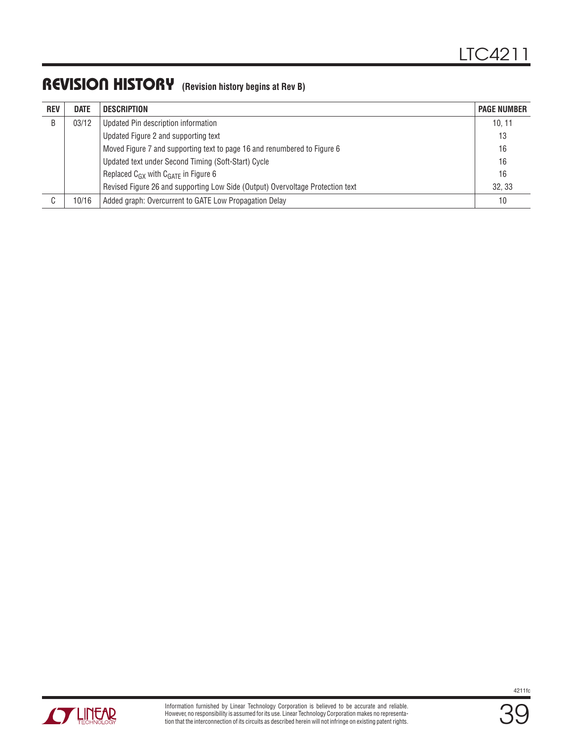## REVISION HISTORY (Revision history begins at Rev B)

| REV | DATE | DESCRIPTION | PAGE NUMBER |
|---|---|---|---|
| B | 03/12 | Updated Pin description information | 10, 11 |
| | | Updated Figure 2 and supporting text | 13 |
| | | Moved Figure 7 and supporting text to page 16 and renumbered to Figure 6 | 16 |
| | | Updated text under Second Timing (Soft-Start) Cycle | 16 |
| | | Replaced $C_{GX}$ with $C_{GATE}$ in Figure 6 | 16 |
| | | Revised Figure 26 and supporting Low Side (Output) Overvoltage Protection text | 32, 33 |
| C | 10/16 | Added graph: Overcurrent to GATE Low Propagation Delay | 10 |

Information furnished by Linear Technology Corporation is believed to be accurate and reliable. However, no responsibility is assumed for its use. Linear Technology Corporation makes no representation that the interconnection of its circuits as described herein will not infringe on existing patent rights.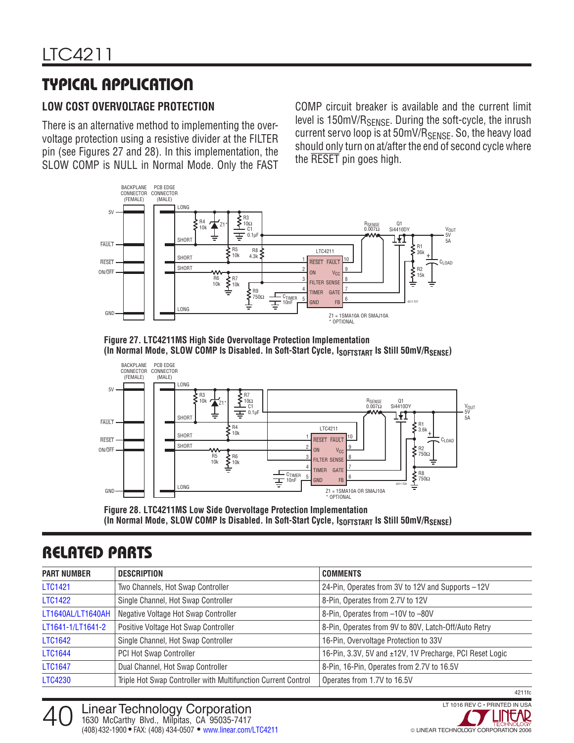## TYPICAL APPLICATION

### LOW COST OVERVOLTAGE PROTECTION

There is an alternative method to implementing the overvoltage protection using a resistive divider at the FILTER pin (see Figures 27 and 28). In this implementation, the SLOW COMP is NULL in Normal Mode. Only the FAST COMP circuit breaker is available and the current limit level is $150mV/R_{SENSE}$. During the soft-cycle, the inrush current servo loop is at $50mV/R_{SENSE}$. So, the heavy load should only turn on at/after the end of second cycle where the RESET pin goes high.

BACKPLANE CONNECTOR (FEMALE)
PCB EDGE CONNECTOR (MALE)
5V
FAULT
RESET
ON/OFF
GND
LONG
SHORT
SHORT
SHORT
LONG
R4 10k
Z1*
R3 10Ω
C1 0.1µF
R5 10k
R8 4.3k
R6 10k
R7 10k
R9 750Ω
CTIMER 10nF
RSENSE 0.007Ω
Q1 Si4410DY
VOUT 5V 5A
R1 36k
R2 15k
CLOAD
LTC4211
1 RESET
2 ON
3 FILTER
4 TIMER
5 GND
10 FAULT
9 VCC
8 SENSE
7 GATE
6 FB
Z1 = 1SMA10A OR SMAJ10A
* OPTIONAL
4211 F27

Figure 27. LTC4211MS High Side Overvoltage Protection Implementation (In Normal Mode, SLOW COMP Is Disabled. In Soft-Start Cycle, $I_{SOFTSTART}$ Is Still $50mV/R_{SENSE}$)

BACKPLANE CONNECTOR (FEMALE)
PCB EDGE CONNECTOR (MALE)
5V
FAULT
RESET
ON/OFF
GND
LONG
SHORT
SHORT
SHORT
LONG
R3 10k
Z1*
R7 10Ω
C1 0.1µF
R4 10k
R5 10k
R6 10k
CTIMER 10nF
RSENSE 0.007Ω
Q1 Si4410DY
VOUT 5V 5A
R1 3.6k
R2 750Ω
R8 750Ω
CLOAD
LTC4211
1 RESET
2 ON
3 FILTER
4 TIMER
5 GND
10 FAULT
9 VCC
8 SENSE
7 GATE
6 FB
Z1 = 1SMA10A OR SMAJ10A
* OPTIONAL
4211 F28

Figure 28. LTC4211MS Low Side Overvoltage Protection Implementation (In Normal Mode, SLOW COMP Is Disabled. In Soft-Start Cycle, $I_{SOFTSTART}$ Is Still $50mV/R_{SENSE}$)

## RELATED PARTS

| PART NUMBER | DESCRIPTION | COMMENTS |
|---|---|---|
| LTC1421 | Two Channels, Hot Swap Controller | 24-Pin, Operates from 3V to 12V and Supports –12V |
| LTC1422 | Single Channel, Hot Swap Controller | 8-Pin, Operates from 2.7V to 12V |
| LT1640AL/LT1640AH | Negative Voltage Hot Swap Controller | 8-Pin, Operates from –10V to –80V |
| LT1641-1/LT1641-2 | Positive Voltage Hot Swap Controller | 8-Pin, Operates from 9V to 80V, Latch-Off/Auto Retry |
| LTC1642 | Single Channel, Hot Swap Controller | 16-Pin, Overvoltage Protection to 33V |
| LTC1644 | PCI Hot Swap Controller | 16-Pin, 3.3V, 5V and ±12V, 1V Precharge, PCI Reset Logic |
| LTC1647 | Dual Channel, Hot Swap Controller | 8-Pin, 16-Pin, Operates from 2.7V to 16.5V |
| LTC4230 | Triple Hot Swap Controller with Multifunction Current Control | Operates from 1.7V to 16.5V |

4211fc

Linear Technology Corporation
1630 McCarthy Blvd., Milpitas, CA 95035-7417
(408) 432-1900 • FAX: (408) 434-0507 • www.linear.com/LTC4211

LT 1016 REV C • PRINTED IN USA
© LINEAR TECHNOLOGY CORPORATION 2006